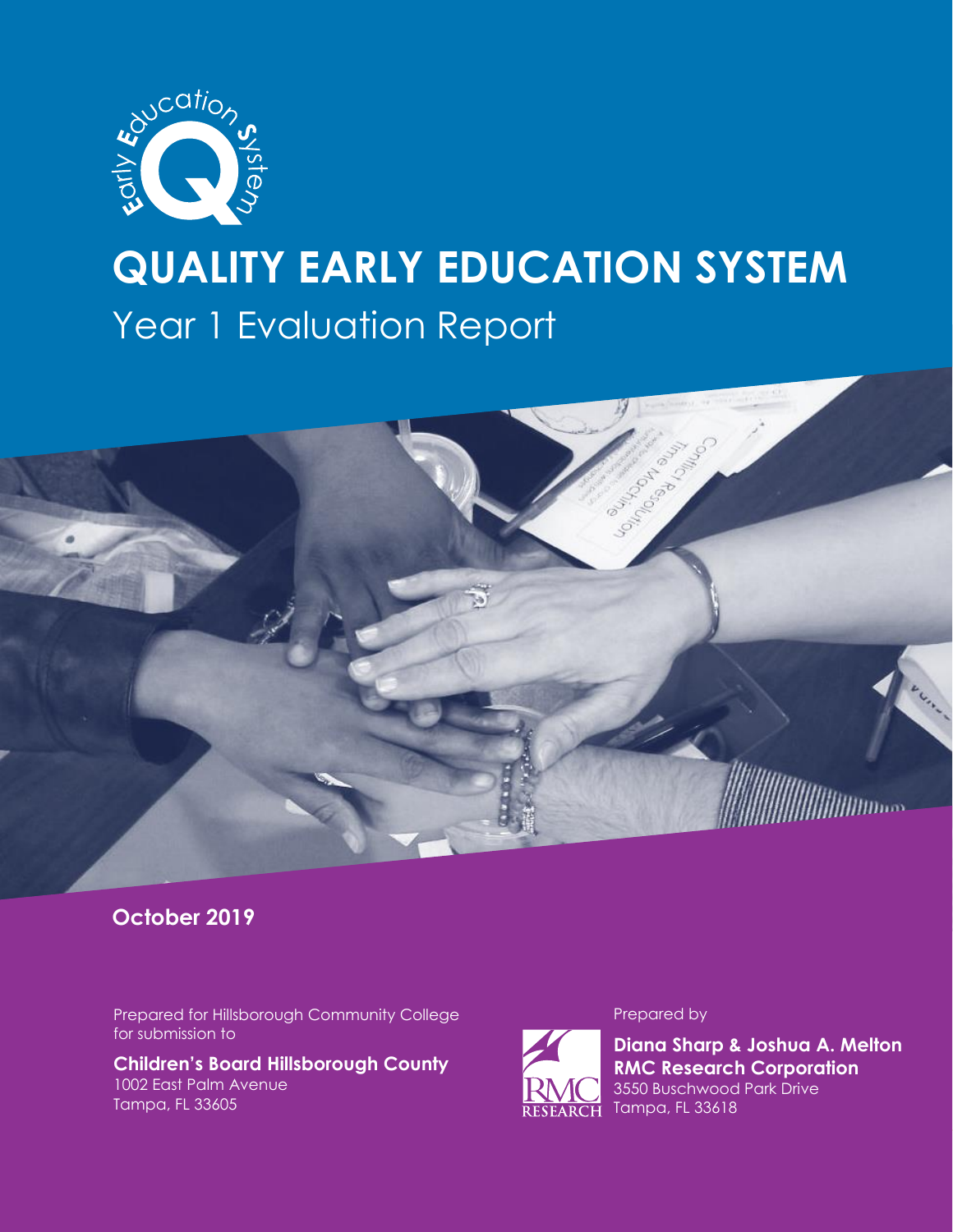# QUALITY EARLY EDUCATION SYSTEM

## Year 1 Evaluation Report

**October 2019**

Prepared for Hillsborough Community College for submission to

**Children's Board Hillsborough County**
1002 East Palm Avenue
Tampa, FL 33605

Prepared by

**Diana Sharp & Joshua A. Melton**
**RMC Research Corporation**
3550 Buschwood Park Drive
Tampa, FL 33618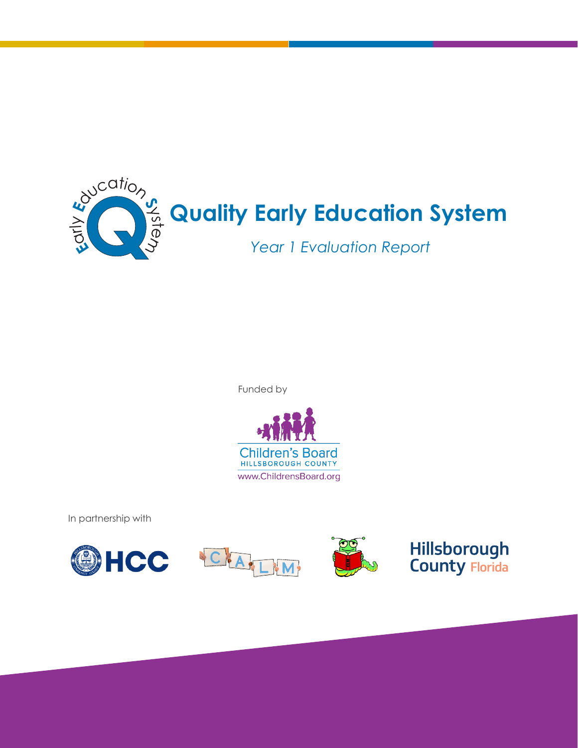# Quality Early Education System

*Year 1 Evaluation Report*

Funded by

Children's Board
HILLSBOROUGH COUNTY
www.ChildrensBoard.org

In partnership with

HCC

CALM

Hillsborough County Florida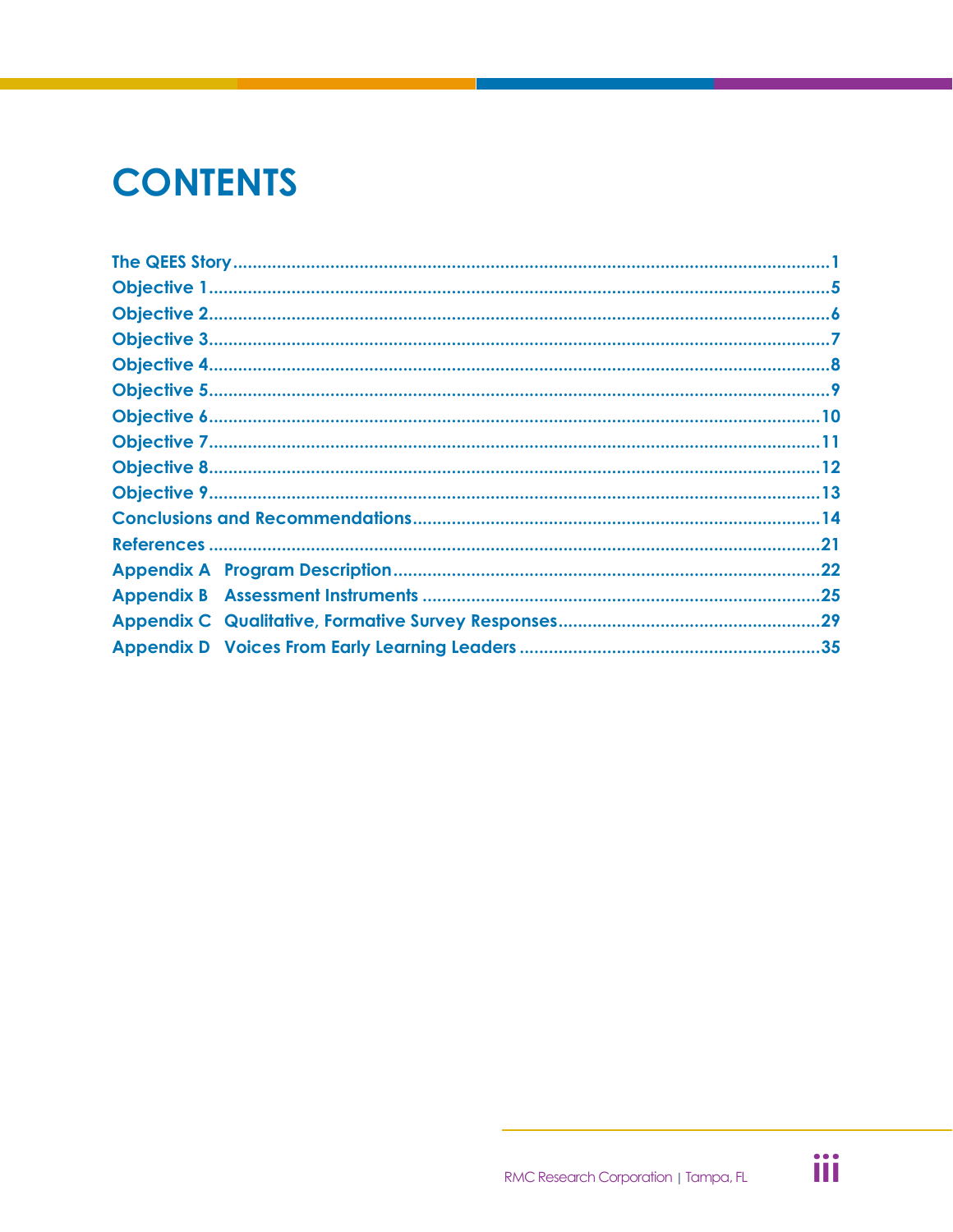# CONTENTS

The QEES Story ........................................................................ 1
Objective 1 ............................................................................... 5
Objective 2 ............................................................................... 6
Objective 3 ............................................................................... 7
Objective 4 ............................................................................... 8
Objective 5 ............................................................................... 9
Objective 6 ............................................................................... 10
Objective 7 ............................................................................... 11
Objective 8 ............................................................................... 12
Objective 9 ............................................................................... 13
Conclusions and Recommendations ............................................. 14
References ............................................................................... 21
Appendix A Program Description ................................................ 22
Appendix B Assessment Instruments ........................................... 25
Appendix C Qualitative, Formative Survey Responses ..................... 29
Appendix D Voices From Early Learning Leaders ........................... 35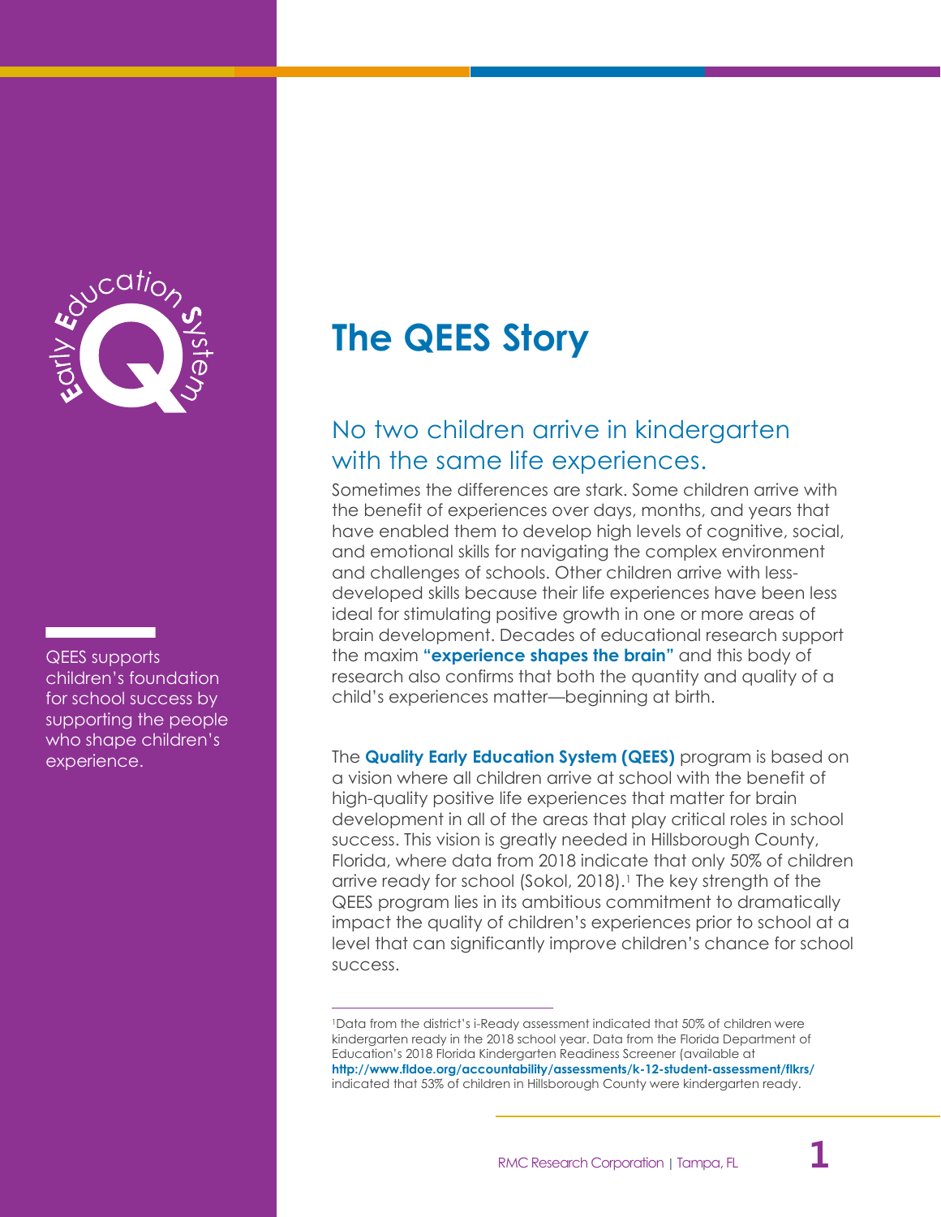# The QEES Story

QEES supports children's foundation for school success by supporting the people who shape children's experience.

## No two children arrive in kindergarten with the same life experiences.

Sometimes the differences are stark. Some children arrive with the benefit of experiences over days, months, and years that have enabled them to develop high levels of cognitive, social, and emotional skills for navigating the complex environment and challenges of schools. Other children arrive with less-developed skills because their life experiences have been less ideal for stimulating positive growth in one or more areas of brain development. Decades of educational research support the maxim **"experience shapes the brain"** and this body of research also confirms that both the quantity and quality of a child's experiences matter—beginning at birth.

The **Quality Early Education System (QEES)** program is based on a vision where all children arrive at school with the benefit of high-quality positive life experiences that matter for brain development in all of the areas that play critical roles in school success. This vision is greatly needed in Hillsborough County, Florida, where data from 2018 indicate that only 50% of children arrive ready for school (Sokol, 2018).[1] The key strength of the QEES program lies in its ambitious commitment to dramatically impact the quality of children's experiences prior to school at a level that can significantly improve children's chance for school success.

---

[1]Data from the district's i-Ready assessment indicated that 50% of children were kindergarten ready in the 2018 school year. Data from the Florida Department of Education's 2018 Florida Kindergarten Readiness Screener (available at **http://www.fldoe.org/accountability/assessments/k-12-student-assessment/flkrs/** indicated that 53% of children in Hillsborough County were kindergarten ready.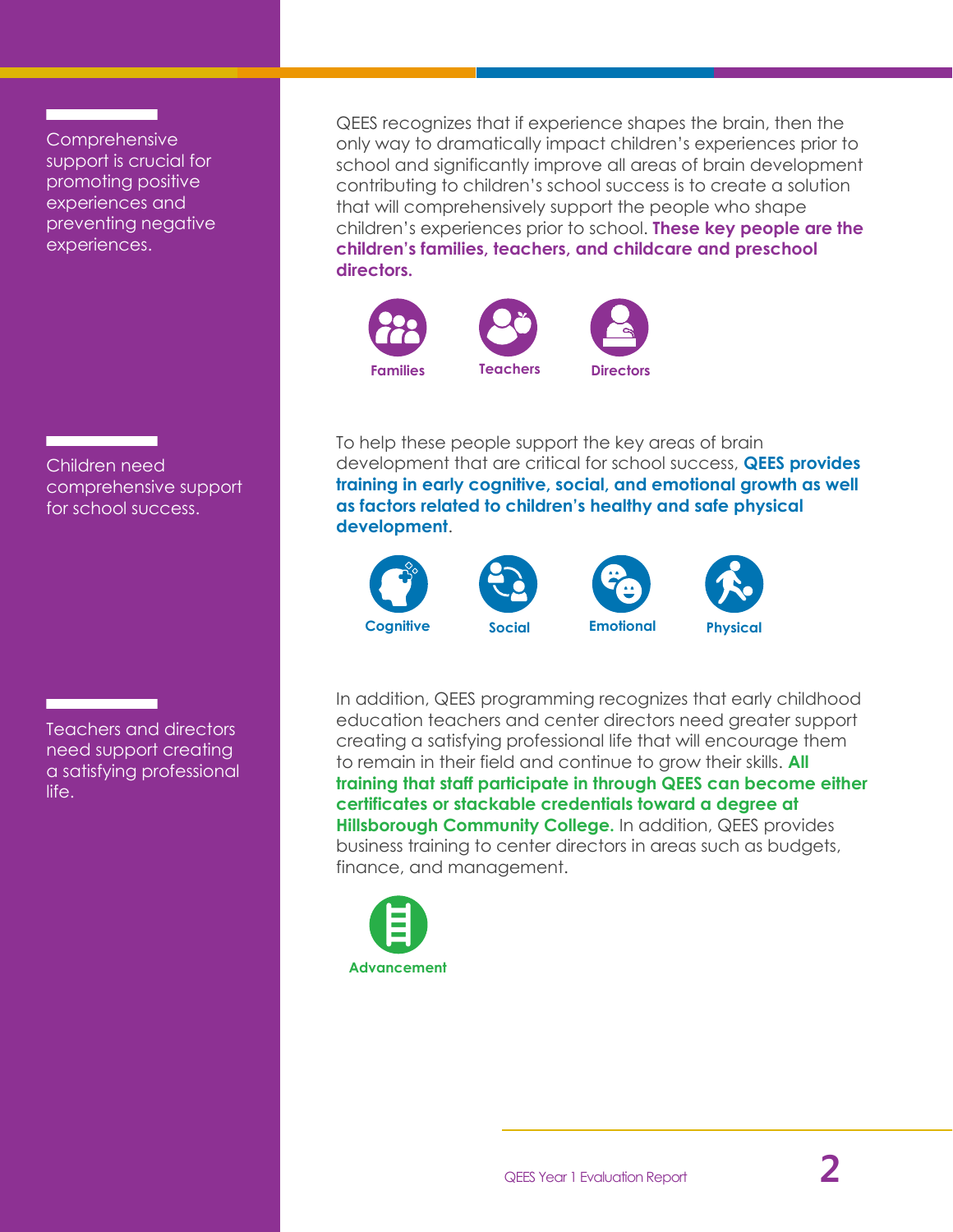Comprehensive support is crucial for promoting positive experiences and preventing negative experiences.

QEES recognizes that if experience shapes the brain, then the only way to dramatically impact children's experiences prior to school and significantly improve all areas of brain development contributing to children's school success is to create a solution that will comprehensively support the people who shape children's experiences prior to school. **These key people are the children's families, teachers, and childcare and preschool directors.**

Families | Teachers | Directors

Children need comprehensive support for school success.

To help these people support the key areas of brain development that are critical for school success, **QEES provides training in early cognitive, social, and emotional growth as well as factors related to children's healthy and safe physical development**.

Cognitive | Social | Emotional | Physical

Teachers and directors need support creating a satisfying professional life.

In addition, QEES programming recognizes that early childhood education teachers and center directors need greater support creating a satisfying professional life that will encourage them to remain in their field and continue to grow their skills. **All training that staff participate in through QEES can become either certificates or stackable credentials toward a degree at Hillsborough Community College.** In addition, QEES provides business training to center directors in areas such as budgets, finance, and management.

Advancement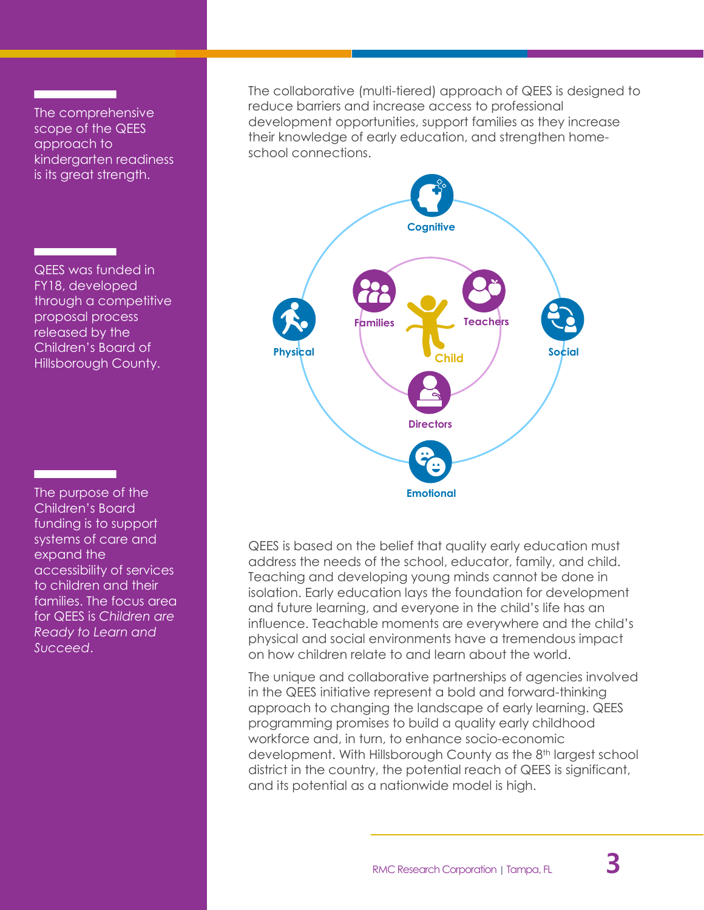The comprehensive scope of the QEES approach to kindergarten readiness is its great strength.

QEES was funded in FY18, developed through a competitive proposal process released by the Children's Board of Hillsborough County.

The purpose of the Children's Board funding is to support systems of care and expand the accessibility of services to children and their families. The focus area for QEES is *Children are Ready to Learn and Succeed*.

The collaborative (multi-tiered) approach of QEES is designed to reduce barriers and increase access to professional development opportunities, support families as they increase their knowledge of early education, and strengthen home-school connections.

Cognitive

Families

Teachers

Physical

Child

Social

Directors

Emotional

QEES is based on the belief that quality early education must address the needs of the school, educator, family, and child. Teaching and developing young minds cannot be done in isolation. Early education lays the foundation for development and future learning, and everyone in the child's life has an influence. Teachable moments are everywhere and the child's physical and social environments have a tremendous impact on how children relate to and learn about the world.

The unique and collaborative partnerships of agencies involved in the QEES initiative represent a bold and forward-thinking approach to changing the landscape of early learning. QEES programming promises to build a quality early childhood workforce and, in turn, to enhance socio-economic development. With Hillsborough County as the 8th largest school district in the country, the potential reach of QEES is significant, and its potential as a nationwide model is high.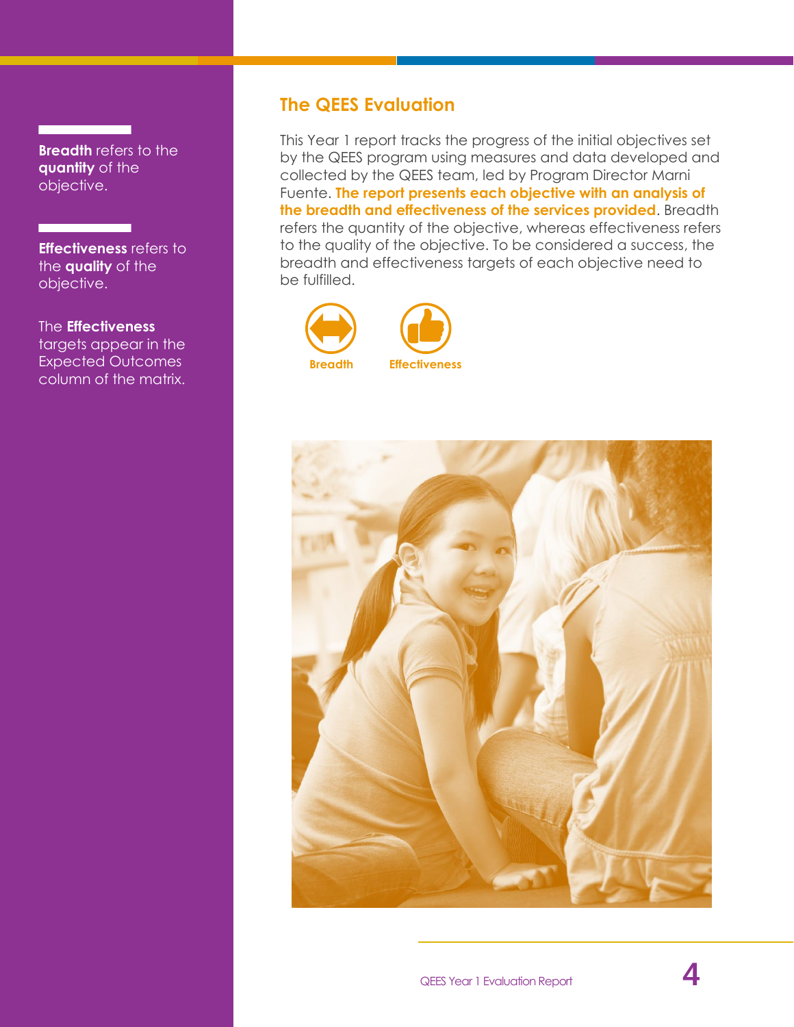## The QEES Evaluation

This Year 1 report tracks the progress of the initial objectives set by the QEES program using measures and data developed and collected by the QEES team, led by Program Director Marni Fuente. **The report presents each objective with an analysis of the breadth and effectiveness of the services provided**. Breadth refers the quantity of the objective, whereas effectiveness refers to the quality of the objective. To be considered a success, the breadth and effectiveness targets of each objective need to be fulfilled.

Breadth

Effectiveness

**Breadth** refers to the **quantity** of the objective.

**Effectiveness** refers to the **quality** of the objective.

The **Effectiveness** targets appear in the Expected Outcomes column of the matrix.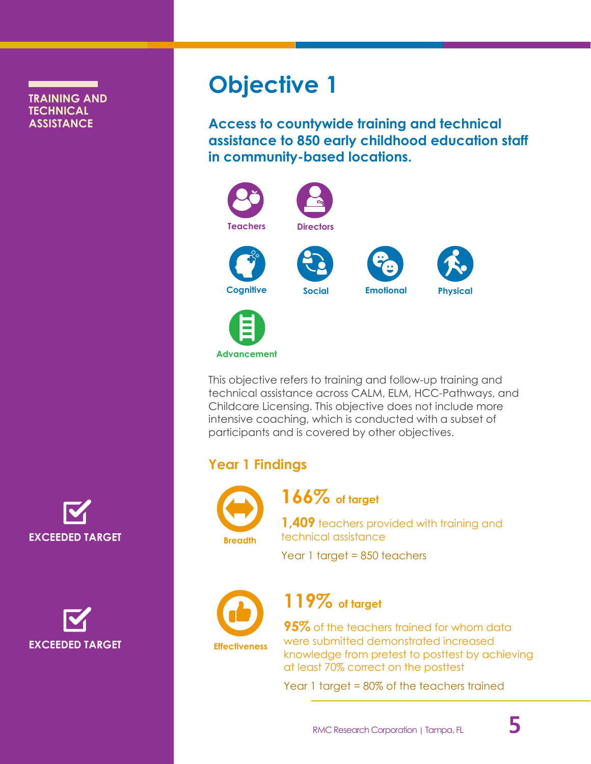TRAINING AND TECHNICAL ASSISTANCE

# Objective 1

## Access to countywide training and technical assistance to 850 early childhood education staff in community-based locations.

Teachers

Directors

Cognitive

Social

Emotional

Physical

Advancement

This objective refers to training and follow-up training and technical assistance across CALM, ELM, HCC-Pathways, and Childcare Licensing. This objective does not include more intensive coaching, which is conducted with a subset of participants and is covered by other objectives.

### Year 1 Findings

**Breadth** — EXCEEDED TARGET

**166%** of target

**1,409** teachers provided with training and technical assistance

Year 1 target = 850 teachers

**Effectiveness** — EXCEEDED TARGET

**119%** of target

**95%** of the teachers trained for whom data were submitted demonstrated increased knowledge from pretest to posttest by achieving at least 70% correct on the posttest

Year 1 target = 80% of the teachers trained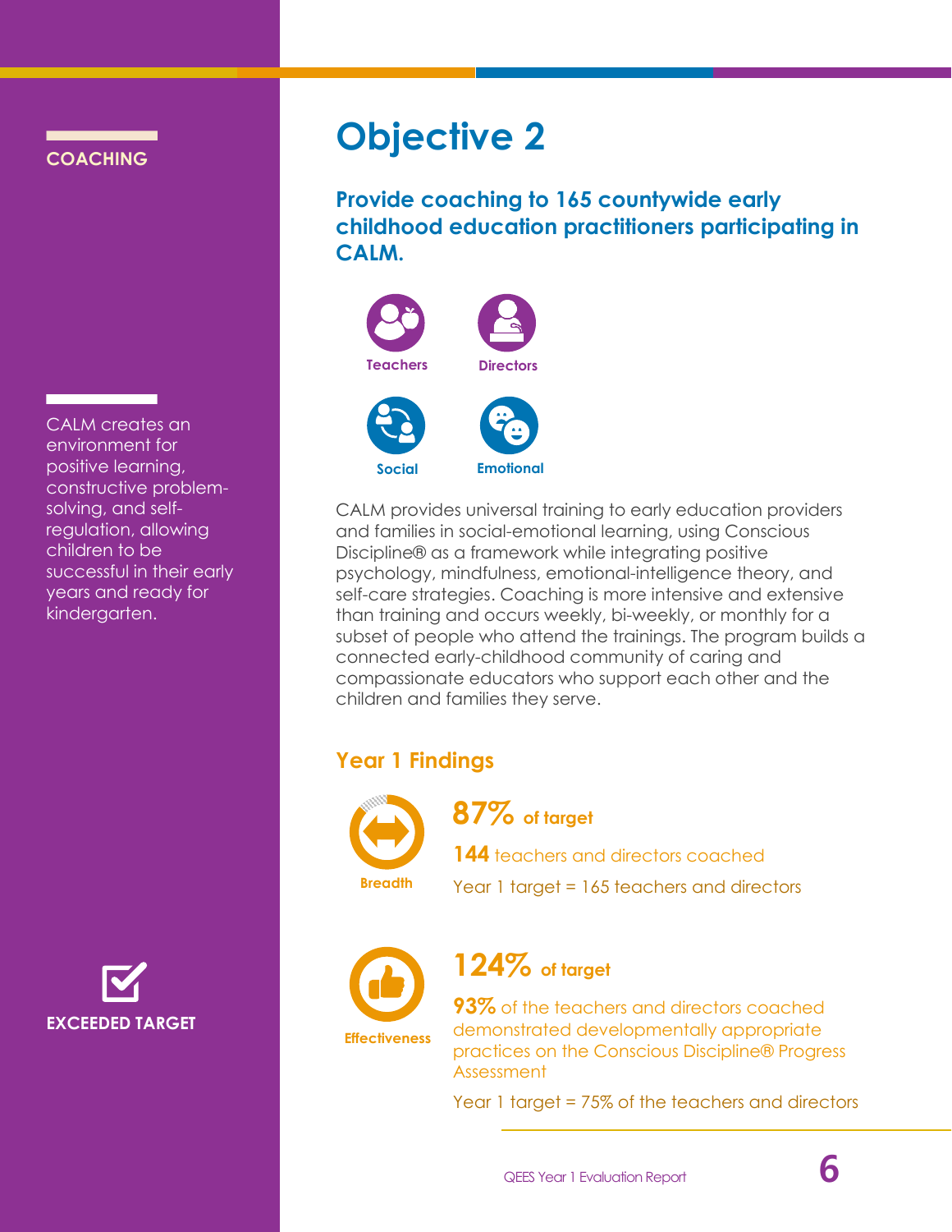COACHING

CALM creates an environment for positive learning, constructive problem-solving, and self-regulation, allowing children to be successful in their early years and ready for kindergarten.

EXCEEDED TARGET

# Objective 2

## Provide coaching to 165 countywide early childhood education practitioners participating in CALM.

Teachers

Directors

Social

Emotional

CALM provides universal training to early education providers and families in social-emotional learning, using Conscious Discipline® as a framework while integrating positive psychology, mindfulness, emotional-intelligence theory, and self-care strategies. Coaching is more intensive and extensive than training and occurs weekly, bi-weekly, or monthly for a subset of people who attend the trainings. The program builds a connected early-childhood community of caring and compassionate educators who support each other and the children and families they serve.

### Year 1 Findings

**Breadth**

**87%** of target

**144** teachers and directors coached

Year 1 target = 165 teachers and directors

**Effectiveness**

**124%** of target

**93%** of the teachers and directors coached demonstrated developmentally appropriate practices on the Conscious Discipline® Progress Assessment

Year 1 target = 75% of the teachers and directors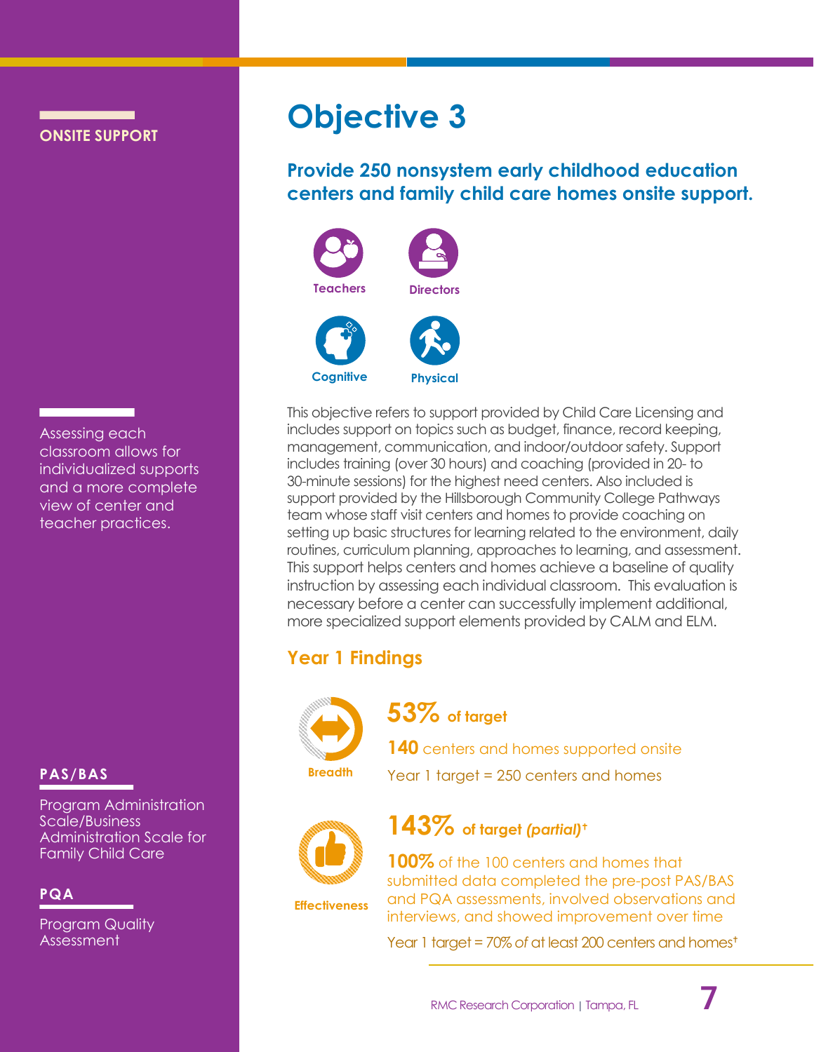**ONSITE SUPPORT**

# Objective 3

## Provide 250 nonsystem early childhood education centers and family child care homes onsite support.

Teachers

Directors

Cognitive

Physical

This objective refers to support provided by Child Care Licensing and includes support on topics such as budget, finance, record keeping, management, communication, and indoor/outdoor safety. Support includes training (over 30 hours) and coaching (provided in 20- to 30-minute sessions) for the highest need centers. Also included is support provided by the Hillsborough Community College Pathways team whose staff visit centers and homes to provide coaching on setting up basic structures for learning related to the environment, daily routines, curriculum planning, approaches to learning, and assessment. This support helps centers and homes achieve a baseline of quality instruction by assessing each individual classroom. This evaluation is necessary before a center can successfully implement additional, more specialized support elements provided by CALM and ELM.

Assessing each classroom allows for individualized supports and a more complete view of center and teacher practices.

## Year 1 Findings

**Breadth**

**53%** of target

**140** centers and homes supported onsite

Year 1 target = 250 centers and homes

**Effectiveness**

**143%** of target ***(partial)***†

**100%** of the 100 centers and homes that submitted data completed the pre-post PAS/BAS and PQA assessments, involved observations and interviews, and showed improvement over time

Year 1 target = 70% of at least 200 centers and homes†

**PAS/BAS**

Program Administration Scale/Business Administration Scale for Family Child Care

**PQA**

Program Quality Assessment

RMC Research Corporation | Tampa, FL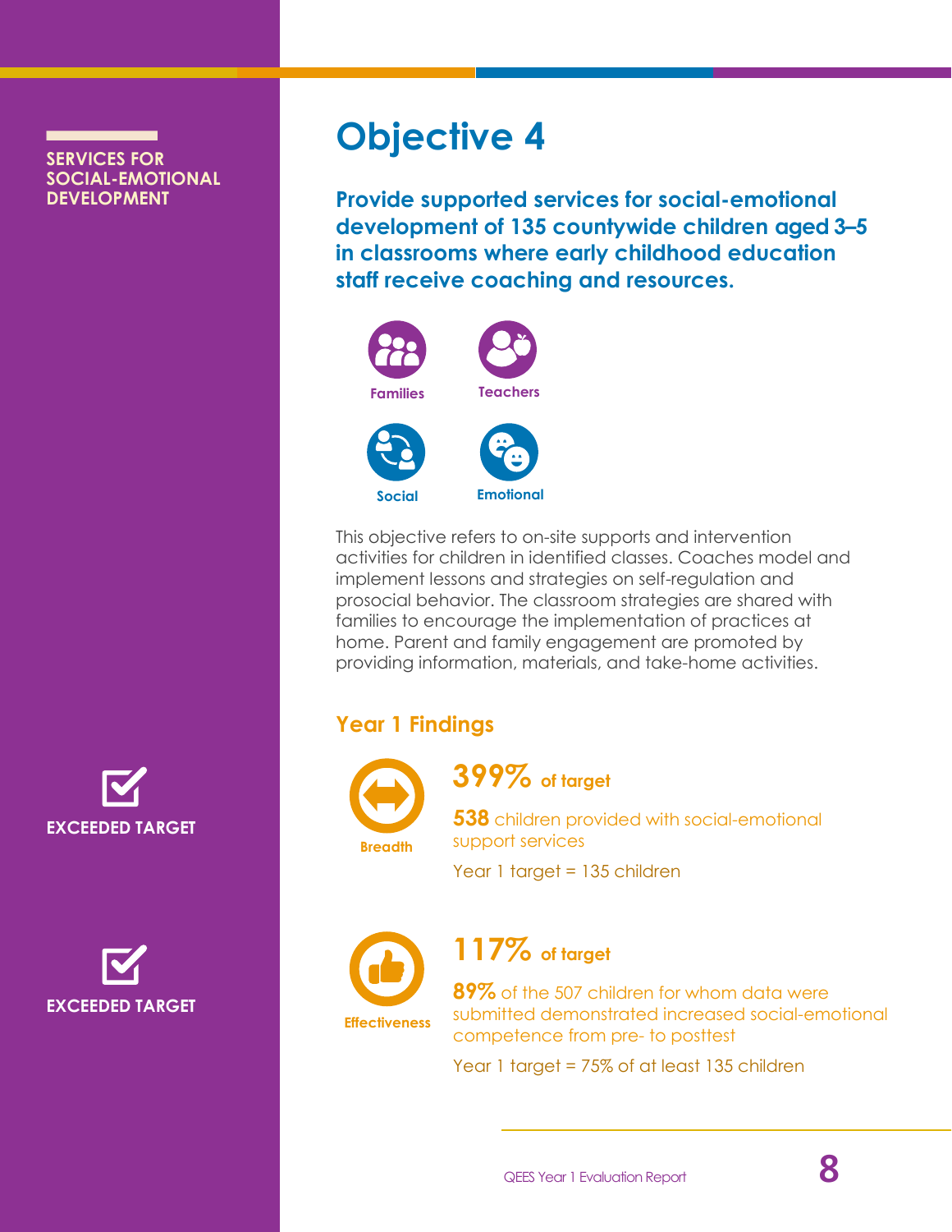SERVICES FOR SOCIAL-EMOTIONAL DEVELOPMENT

# Objective 4

**Provide supported services for social-emotional development of 135 countywide children aged 3–5 in classrooms where early childhood education staff receive coaching and resources.**

Families

Teachers

Social

Emotional

This objective refers to on-site supports and intervention activities for children in identified classes. Coaches model and implement lessons and strategies on self-regulation and prosocial behavior. The classroom strategies are shared with families to encourage the implementation of practices at home. Parent and family engagement are promoted by providing information, materials, and take-home activities.

## Year 1 Findings

**EXCEEDED TARGET**

Breadth

**399%** of target

**538** children provided with social-emotional support services

Year 1 target = 135 children

**EXCEEDED TARGET**

Effectiveness

**117%** of target

**89%** of the 507 children for whom data were submitted demonstrated increased social-emotional competence from pre- to posttest

Year 1 target = 75% of at least 135 children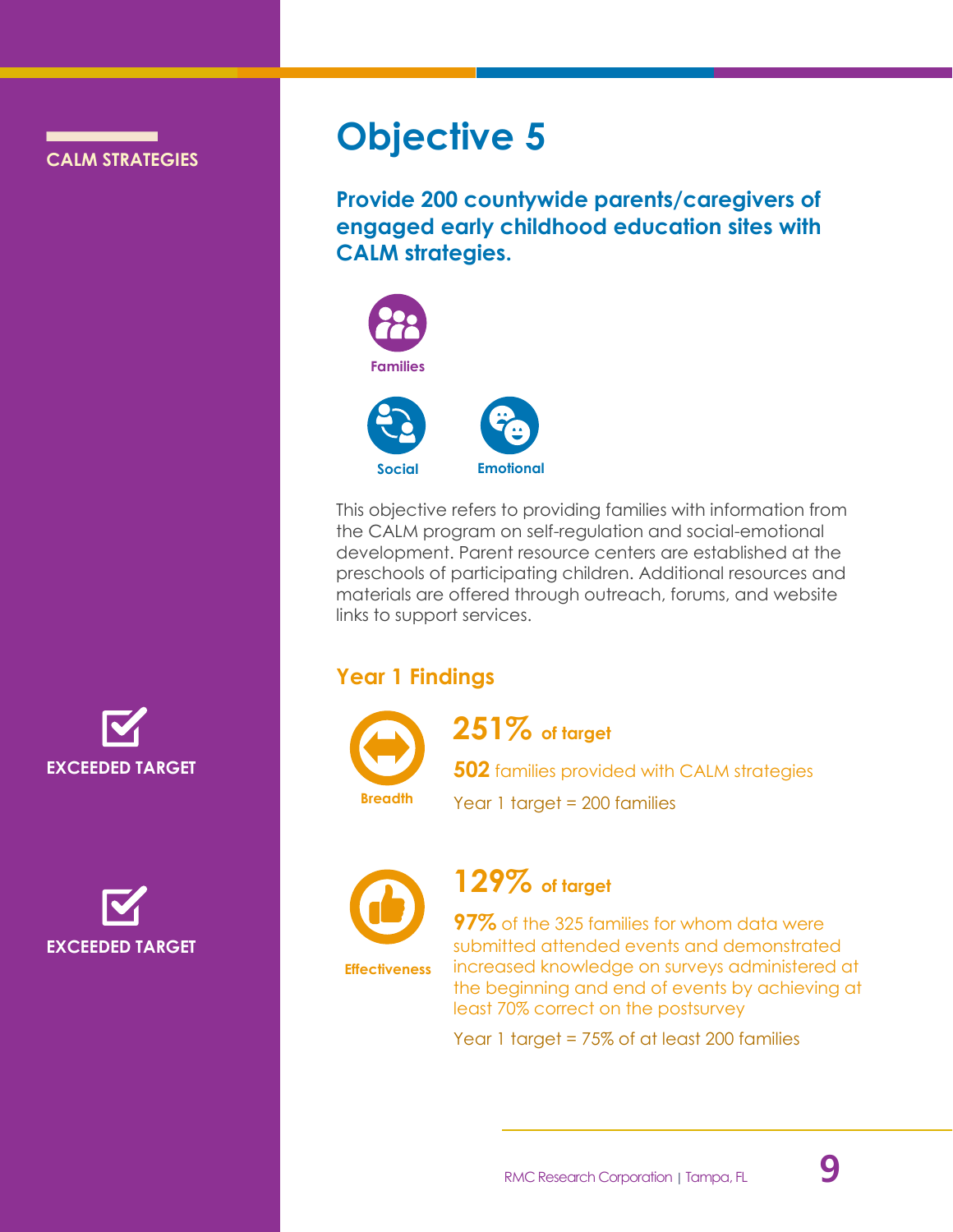CALM STRATEGIES

# Objective 5

## Provide 200 countywide parents/caregivers of engaged early childhood education sites with CALM strategies.

Families

Social

Emotional

This objective refers to providing families with information from the CALM program on self-regulation and social-emotional development. Parent resource centers are established at the preschools of participating children. Additional resources and materials are offered through outreach, forums, and website links to support services.

### Year 1 Findings

**EXCEEDED TARGET**

Breadth

**251%** of target

**502** families provided with CALM strategies

Year 1 target = 200 families

**EXCEEDED TARGET**

Effectiveness

**129%** of target

**97%** of the 325 families for whom data were submitted attended events and demonstrated increased knowledge on surveys administered at the beginning and end of events by achieving at least 70% correct on the postsurvey

Year 1 target = 75% of at least 200 families

RMC Research Corporation | Tampa, FL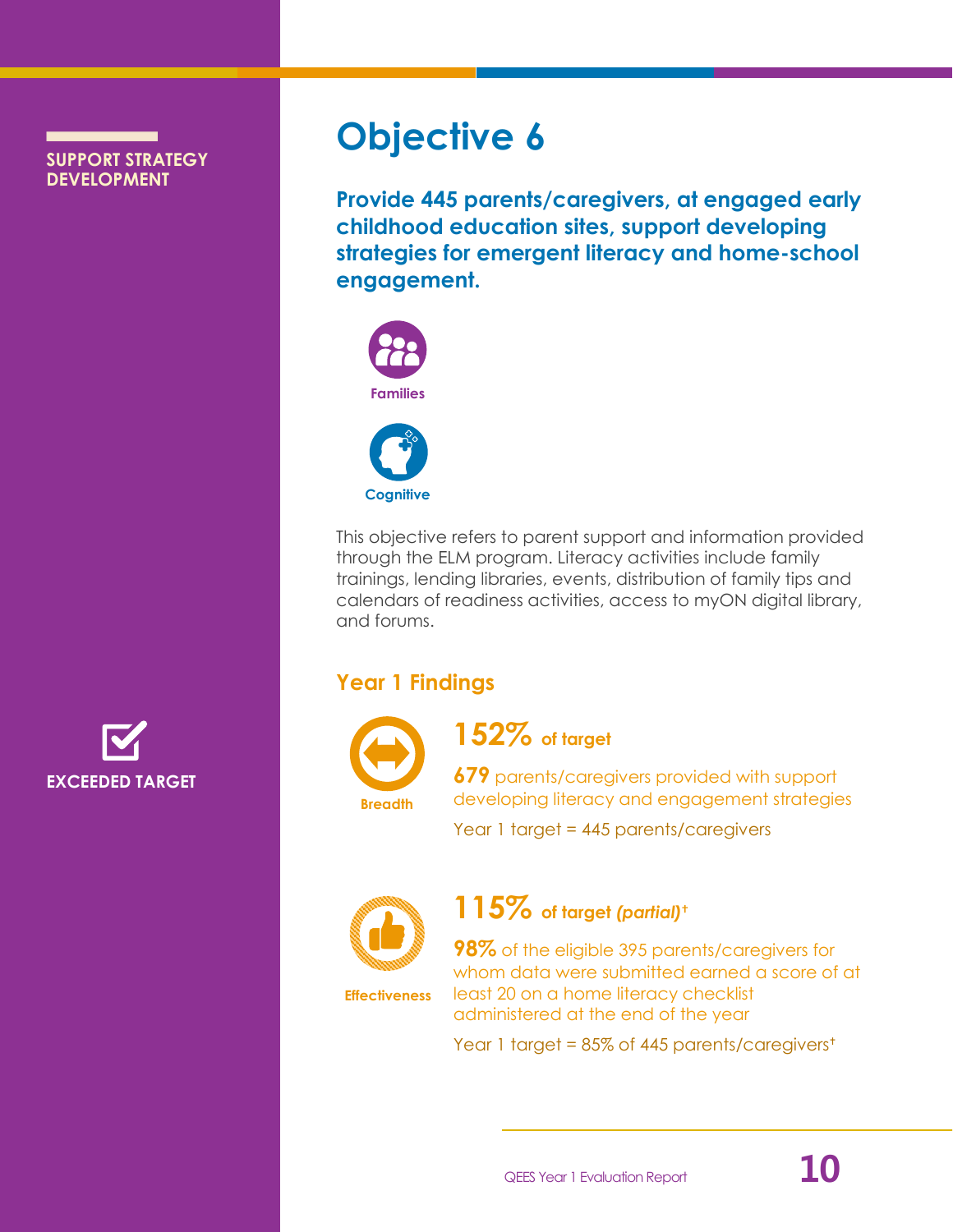SUPPORT STRATEGY DEVELOPMENT

# Objective 6

**Provide 445 parents/caregivers, at engaged early childhood education sites, support developing strategies for emergent literacy and home-school engagement.**

Families

Cognitive

This objective refers to parent support and information provided through the ELM program. Literacy activities include family trainings, lending libraries, events, distribution of family tips and calendars of readiness activities, access to myON digital library, and forums.

EXCEEDED TARGET

## Year 1 Findings

Breadth

**152%** of target

**679** parents/caregivers provided with support developing literacy and engagement strategies

Year 1 target = 445 parents/caregivers

Effectiveness

**115%** of target *(partial)*†

**98%** of the eligible 395 parents/caregivers for whom data were submitted earned a score of at least 20 on a home literacy checklist administered at the end of the year

Year 1 target = 85% of 445 parents/caregivers†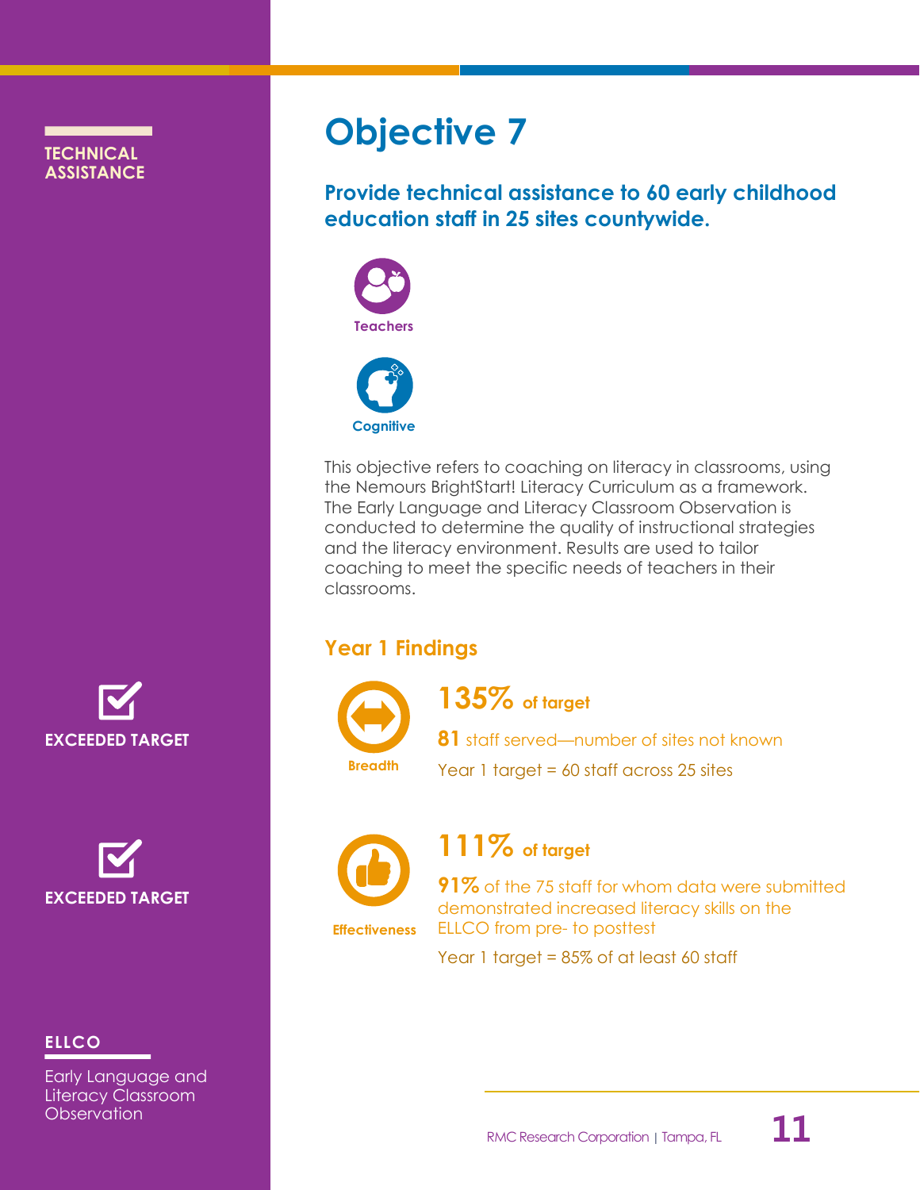TECHNICAL ASSISTANCE

# Objective 7

## Provide technical assistance to 60 early childhood education staff in 25 sites countywide.

Teachers

Cognitive

This objective refers to coaching on literacy in classrooms, using the Nemours BrightStart! Literacy Curriculum as a framework. The Early Language and Literacy Classroom Observation is conducted to determine the quality of instructional strategies and the literacy environment. Results are used to tailor coaching to meet the specific needs of teachers in their classrooms.

### Year 1 Findings

**Breadth** — EXCEEDED TARGET

**135%** of target

**81** staff served—number of sites not known

Year 1 target = 60 staff across 25 sites

**Effectiveness** — EXCEEDED TARGET

**111%** of target

**91%** of the 75 staff for whom data were submitted demonstrated increased literacy skills on the ELLCO from pre- to posttest

Year 1 target = 85% of at least 60 staff

**ELLCO**

Early Language and Literacy Classroom Observation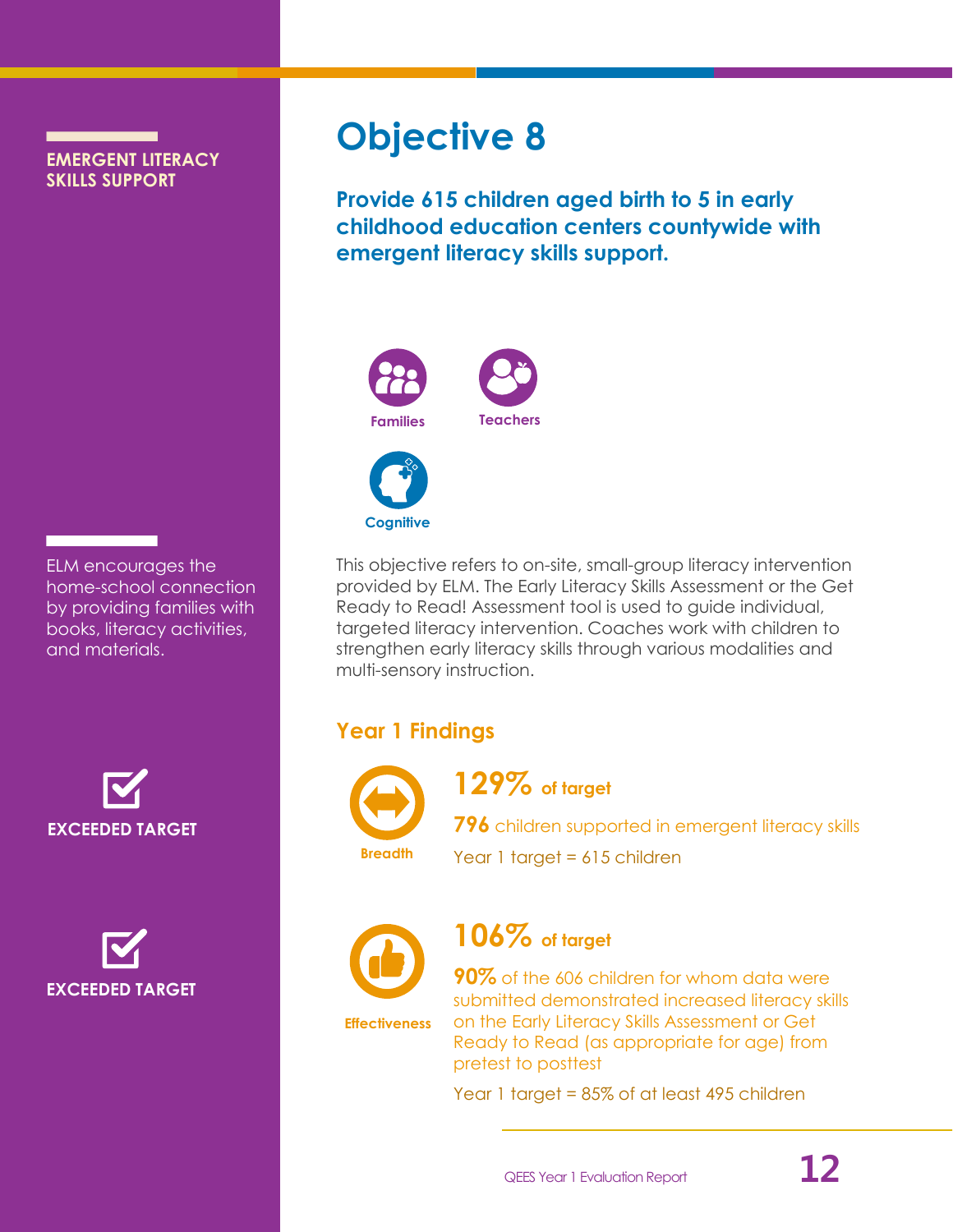EMERGENT LITERACY SKILLS SUPPORT

# Objective 8

**Provide 615 children aged birth to 5 in early childhood education centers countywide with emergent literacy skills support.**

Families

Teachers

Cognitive

This objective refers to on-site, small-group literacy intervention provided by ELM. The Early Literacy Skills Assessment or the Get Ready to Read! Assessment tool is used to guide individual, targeted literacy intervention. Coaches work with children to strengthen early literacy skills through various modalities and multi-sensory instruction.

ELM encourages the home-school connection by providing families with books, literacy activities, and materials.

## Year 1 Findings

**Breadth** — EXCEEDED TARGET

**129%** of target

**796** children supported in emergent literacy skills

Year 1 target = 615 children

**Effectiveness** — EXCEEDED TARGET

**106%** of target

**90%** of the 606 children for whom data were submitted demonstrated increased literacy skills on the Early Literacy Skills Assessment or Get Ready to Read (as appropriate for age) from pretest to posttest

Year 1 target = 85% of at least 495 children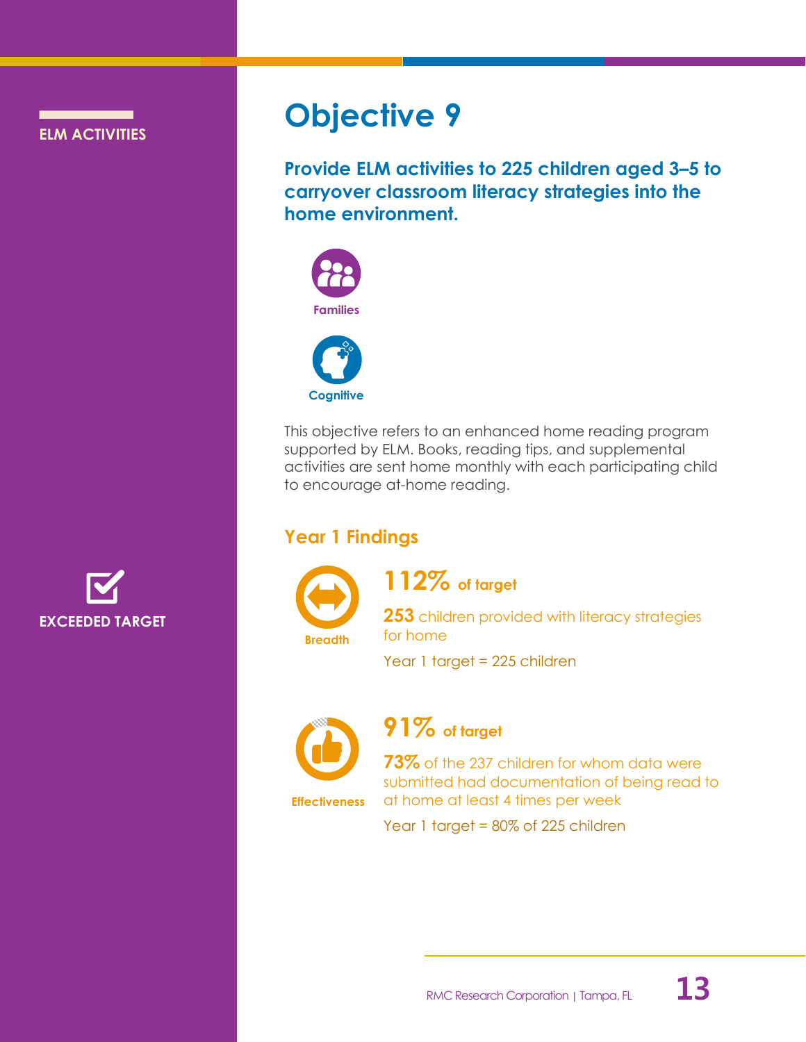ELM ACTIVITIES

# Objective 9

**Provide ELM activities to 225 children aged 3–5 to carryover classroom literacy strategies into the home environment.**

Families

Cognitive

This objective refers to an enhanced home reading program supported by ELM. Books, reading tips, and supplemental activities are sent home monthly with each participating child to encourage at-home reading.

EXCEEDED TARGET

## Year 1 Findings

Breadth

**112% of target**

**253** children provided with literacy strategies for home

Year 1 target = 225 children

Effectiveness

**91% of target**

**73%** of the 237 children for whom data were submitted had documentation of being read to at home at least 4 times per week

Year 1 target = 80% of 225 children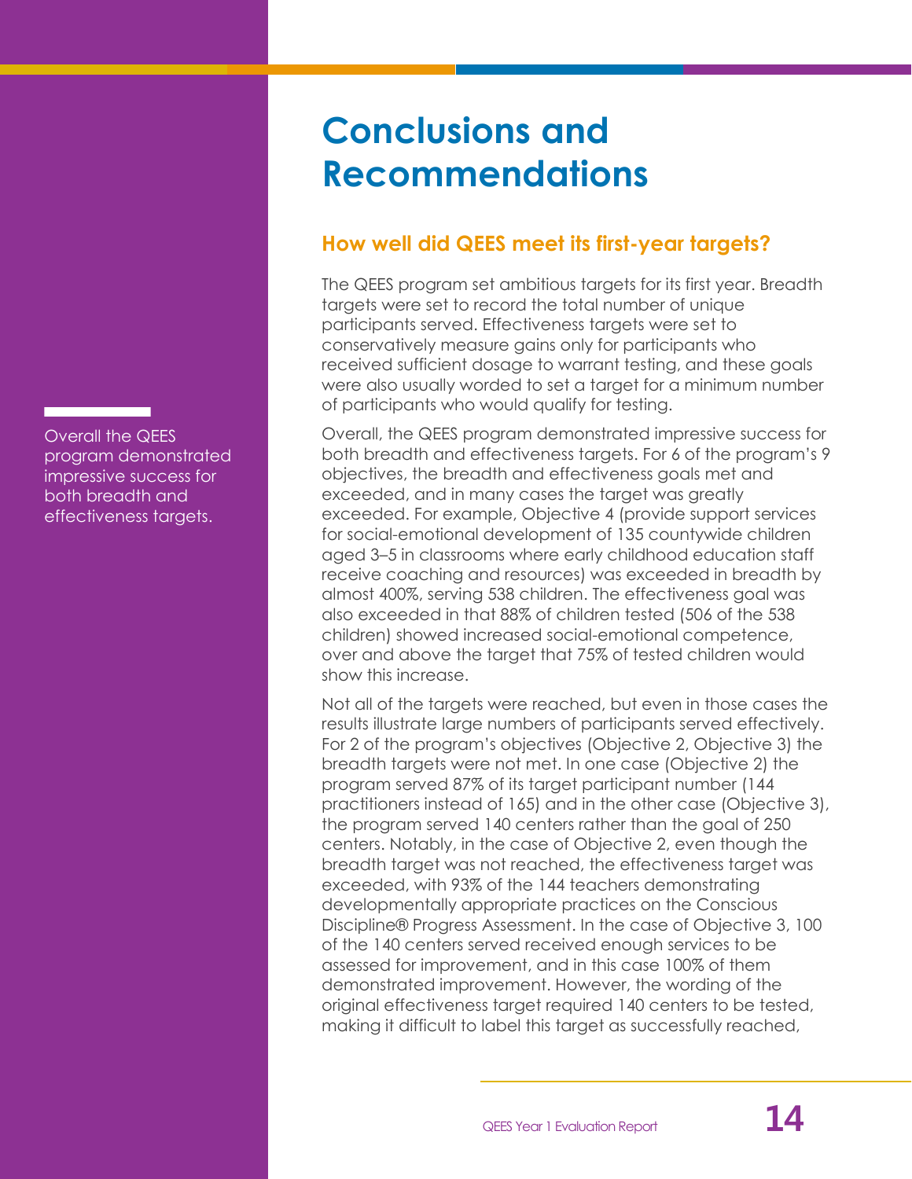# Conclusions and Recommendations

## How well did QEES meet its first-year targets?

Overall the QEES program demonstrated impressive success for both breadth and effectiveness targets.

The QEES program set ambitious targets for its first year. Breadth targets were set to record the total number of unique participants served. Effectiveness targets were set to conservatively measure gains only for participants who received sufficient dosage to warrant testing, and these goals were also usually worded to set a target for a minimum number of participants who would qualify for testing.

Overall, the QEES program demonstrated impressive success for both breadth and effectiveness targets. For 6 of the program's 9 objectives, the breadth and effectiveness goals met and exceeded, and in many cases the target was greatly exceeded. For example, Objective 4 (provide support services for social-emotional development of 135 countywide children aged 3–5 in classrooms where early childhood education staff receive coaching and resources) was exceeded in breadth by almost 400%, serving 538 children. The effectiveness goal was also exceeded in that 88% of children tested (506 of the 538 children) showed increased social-emotional competence, over and above the target that 75% of tested children would show this increase.

Not all of the targets were reached, but even in those cases the results illustrate large numbers of participants served effectively. For 2 of the program's objectives (Objective 2, Objective 3) the breadth targets were not met. In one case (Objective 2) the program served 87% of its target participant number (144 practitioners instead of 165) and in the other case (Objective 3), the program served 140 centers rather than the goal of 250 centers. Notably, in the case of Objective 2, even though the breadth target was not reached, the effectiveness target was exceeded, with 93% of the 144 teachers demonstrating developmentally appropriate practices on the Conscious Discipline® Progress Assessment. In the case of Objective 3, 100 of the 140 centers served received enough services to be assessed for improvement, and in this case 100% of them demonstrated improvement. However, the wording of the original effectiveness target required 140 centers to be tested, making it difficult to label this target as successfully reached,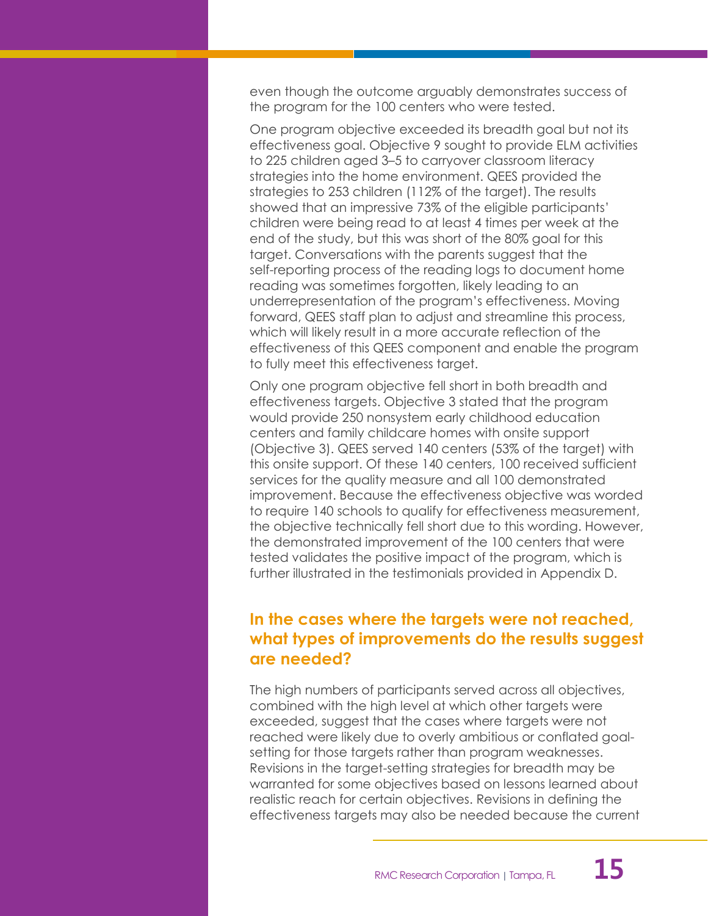even though the outcome arguably demonstrates success of the program for the 100 centers who were tested.

One program objective exceeded its breadth goal but not its effectiveness goal. Objective 9 sought to provide ELM activities to 225 children aged 3–5 to carryover classroom literacy strategies into the home environment. QEES provided the strategies to 253 children (112% of the target). The results showed that an impressive 73% of the eligible participants' children were being read to at least 4 times per week at the end of the study, but this was short of the 80% goal for this target. Conversations with the parents suggest that the self-reporting process of the reading logs to document home reading was sometimes forgotten, likely leading to an underrepresentation of the program's effectiveness. Moving forward, QEES staff plan to adjust and streamline this process, which will likely result in a more accurate reflection of the effectiveness of this QEES component and enable the program to fully meet this effectiveness target.

Only one program objective fell short in both breadth and effectiveness targets. Objective 3 stated that the program would provide 250 nonsystem early childhood education centers and family childcare homes with onsite support (Objective 3). QEES served 140 centers (53% of the target) with this onsite support. Of these 140 centers, 100 received sufficient services for the quality measure and all 100 demonstrated improvement. Because the effectiveness objective was worded to require 140 schools to qualify for effectiveness measurement, the objective technically fell short due to this wording. However, the demonstrated improvement of the 100 centers that were tested validates the positive impact of the program, which is further illustrated in the testimonials provided in Appendix D.

## In the cases where the targets were not reached, what types of improvements do the results suggest are needed?

The high numbers of participants served across all objectives, combined with the high level at which other targets were exceeded, suggest that the cases where targets were not reached were likely due to overly ambitious or conflated goal-setting for those targets rather than program weaknesses. Revisions in the target-setting strategies for breadth may be warranted for some objectives based on lessons learned about realistic reach for certain objectives. Revisions in defining the effectiveness targets may also be needed because the current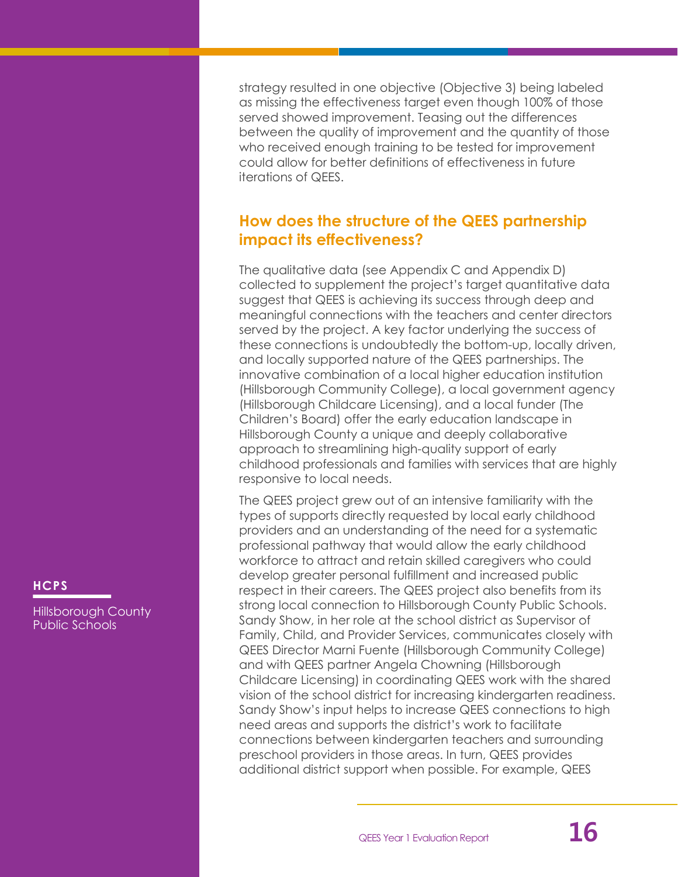strategy resulted in one objective (Objective 3) being labeled as missing the effectiveness target even though 100% of those served showed improvement. Teasing out the differences between the quality of improvement and the quantity of those who received enough training to be tested for improvement could allow for better definitions of effectiveness in future iterations of QEES.

## How does the structure of the QEES partnership impact its effectiveness?

The qualitative data (see Appendix C and Appendix D) collected to supplement the project's target quantitative data suggest that QEES is achieving its success through deep and meaningful connections with the teachers and center directors served by the project. A key factor underlying the success of these connections is undoubtedly the bottom-up, locally driven, and locally supported nature of the QEES partnerships. The innovative combination of a local higher education institution (Hillsborough Community College), a local government agency (Hillsborough Childcare Licensing), and a local funder (The Children's Board) offer the early education landscape in Hillsborough County a unique and deeply collaborative approach to streamlining high-quality support of early childhood professionals and families with services that are highly responsive to local needs.

The QEES project grew out of an intensive familiarity with the types of supports directly requested by local early childhood providers and an understanding of the need for a systematic professional pathway that would allow the early childhood workforce to attract and retain skilled caregivers who could develop greater personal fulfillment and increased public respect in their careers. The QEES project also benefits from its strong local connection to Hillsborough County Public Schools. Sandy Show, in her role at the school district as Supervisor of Family, Child, and Provider Services, communicates closely with QEES Director Marni Fuente (Hillsborough Community College) and with QEES partner Angela Chowning (Hillsborough Childcare Licensing) in coordinating QEES work with the shared vision of the school district for increasing kindergarten readiness. Sandy Show's input helps to increase QEES connections to high need areas and supports the district's work to facilitate connections between kindergarten teachers and surrounding preschool providers in those areas. In turn, QEES provides additional district support when possible. For example, QEES

**HCPS**

Hillsborough County Public Schools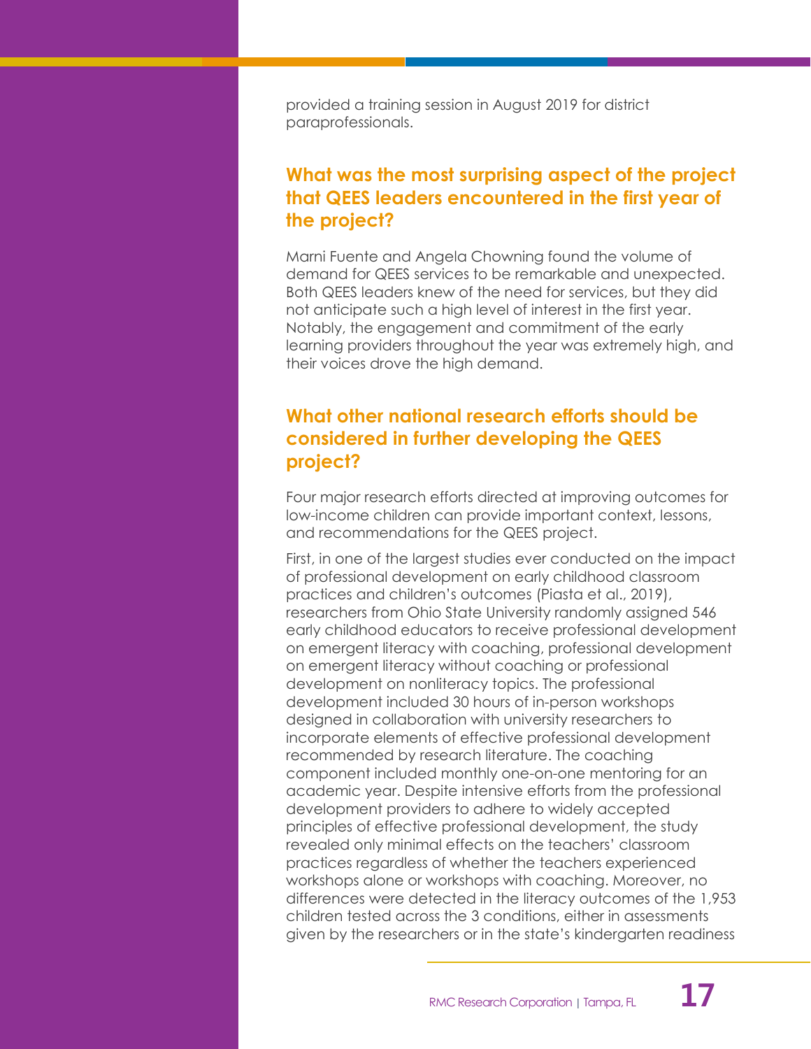provided a training session in August 2019 for district paraprofessionals.

## What was the most surprising aspect of the project that QEES leaders encountered in the first year of the project?

Marni Fuente and Angela Chowning found the volume of demand for QEES services to be remarkable and unexpected. Both QEES leaders knew of the need for services, but they did not anticipate such a high level of interest in the first year. Notably, the engagement and commitment of the early learning providers throughout the year was extremely high, and their voices drove the high demand.

## What other national research efforts should be considered in further developing the QEES project?

Four major research efforts directed at improving outcomes for low-income children can provide important context, lessons, and recommendations for the QEES project.

First, in one of the largest studies ever conducted on the impact of professional development on early childhood classroom practices and children's outcomes (Piasta et al., 2019), researchers from Ohio State University randomly assigned 546 early childhood educators to receive professional development on emergent literacy with coaching, professional development on emergent literacy without coaching or professional development on nonliteracy topics. The professional development included 30 hours of in-person workshops designed in collaboration with university researchers to incorporate elements of effective professional development recommended by research literature. The coaching component included monthly one-on-one mentoring for an academic year. Despite intensive efforts from the professional development providers to adhere to widely accepted principles of effective professional development, the study revealed only minimal effects on the teachers' classroom practices regardless of whether the teachers experienced workshops alone or workshops with coaching. Moreover, no differences were detected in the literacy outcomes of the 1,953 children tested across the 3 conditions, either in assessments given by the researchers or in the state's kindergarten readiness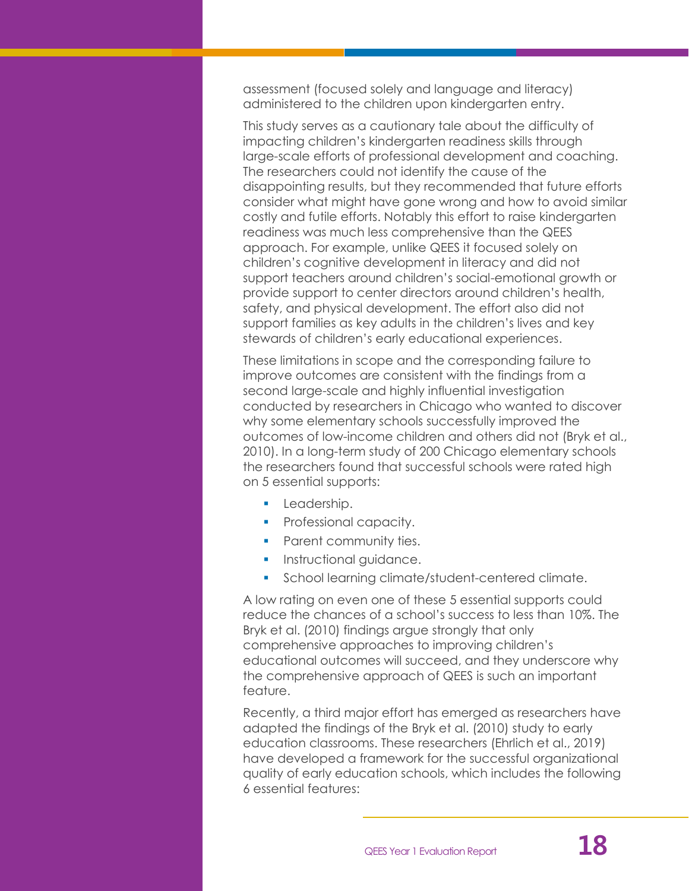assessment (focused solely and language and literacy) administered to the children upon kindergarten entry.

This study serves as a cautionary tale about the difficulty of impacting children's kindergarten readiness skills through large-scale efforts of professional development and coaching. The researchers could not identify the cause of the disappointing results, but they recommended that future efforts consider what might have gone wrong and how to avoid similar costly and futile efforts. Notably this effort to raise kindergarten readiness was much less comprehensive than the QEES approach. For example, unlike QEES it focused solely on children's cognitive development in literacy and did not support teachers around children's social-emotional growth or provide support to center directors around children's health, safety, and physical development. The effort also did not support families as key adults in the children's lives and key stewards of children's early educational experiences.

These limitations in scope and the corresponding failure to improve outcomes are consistent with the findings from a second large-scale and highly influential investigation conducted by researchers in Chicago who wanted to discover why some elementary schools successfully improved the outcomes of low-income children and others did not (Bryk et al., 2010). In a long-term study of 200 Chicago elementary schools the researchers found that successful schools were rated high on 5 essential supports:

- Leadership.
- Professional capacity.
- Parent community ties.
- Instructional guidance.
- School learning climate/student-centered climate.

A low rating on even one of these 5 essential supports could reduce the chances of a school's success to less than 10%. The Bryk et al. (2010) findings argue strongly that only comprehensive approaches to improving children's educational outcomes will succeed, and they underscore why the comprehensive approach of QEES is such an important feature.

Recently, a third major effort has emerged as researchers have adapted the findings of the Bryk et al. (2010) study to early education classrooms. These researchers (Ehrlich et al., 2019) have developed a framework for the successful organizational quality of early education schools, which includes the following 6 essential features: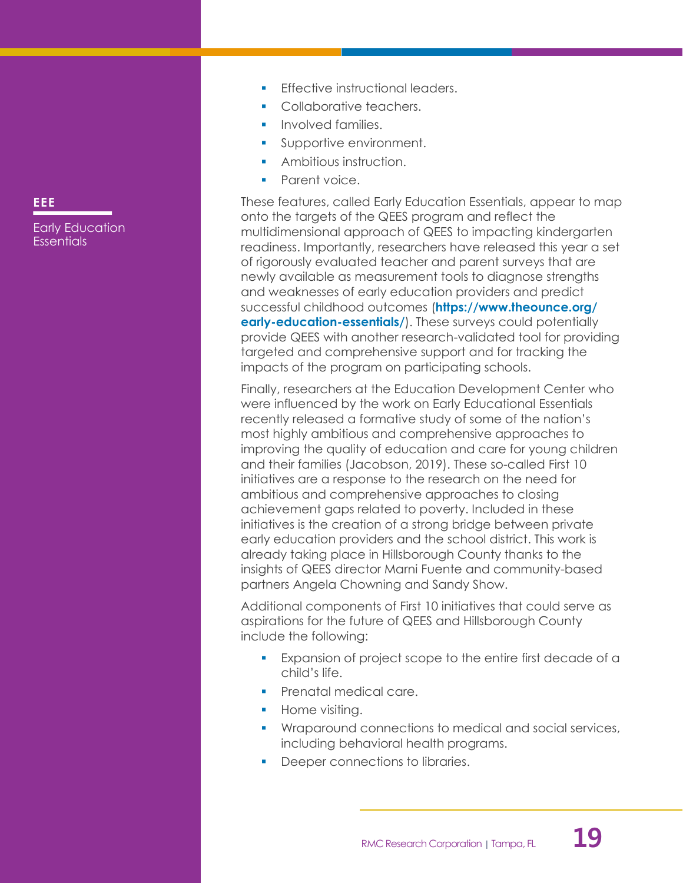**EEE**

Early Education Essentials

- Effective instructional leaders.
- Collaborative teachers.
- Involved families.
- Supportive environment.
- Ambitious instruction.
- Parent voice.

These features, called Early Education Essentials, appear to map onto the targets of the QEES program and reflect the multidimensional approach of QEES to impacting kindergarten readiness. Importantly, researchers have released this year a set of rigorously evaluated teacher and parent surveys that are newly available as measurement tools to diagnose strengths and weaknesses of early education providers and predict successful childhood outcomes (**https://www.theounce.org/early-education-essentials/**). These surveys could potentially provide QEES with another research-validated tool for providing targeted and comprehensive support and for tracking the impacts of the program on participating schools.

Finally, researchers at the Education Development Center who were influenced by the work on Early Educational Essentials recently released a formative study of some of the nation's most highly ambitious and comprehensive approaches to improving the quality of education and care for young children and their families (Jacobson, 2019). These so-called First 10 initiatives are a response to the research on the need for ambitious and comprehensive approaches to closing achievement gaps related to poverty. Included in these initiatives is the creation of a strong bridge between private early education providers and the school district. This work is already taking place in Hillsborough County thanks to the insights of QEES director Marni Fuente and community-based partners Angela Chowning and Sandy Show.

Additional components of First 10 initiatives that could serve as aspirations for the future of QEES and Hillsborough County include the following:

- Expansion of project scope to the entire first decade of a child's life.
- Prenatal medical care.
- Home visiting.
- Wraparound connections to medical and social services, including behavioral health programs.
- Deeper connections to libraries.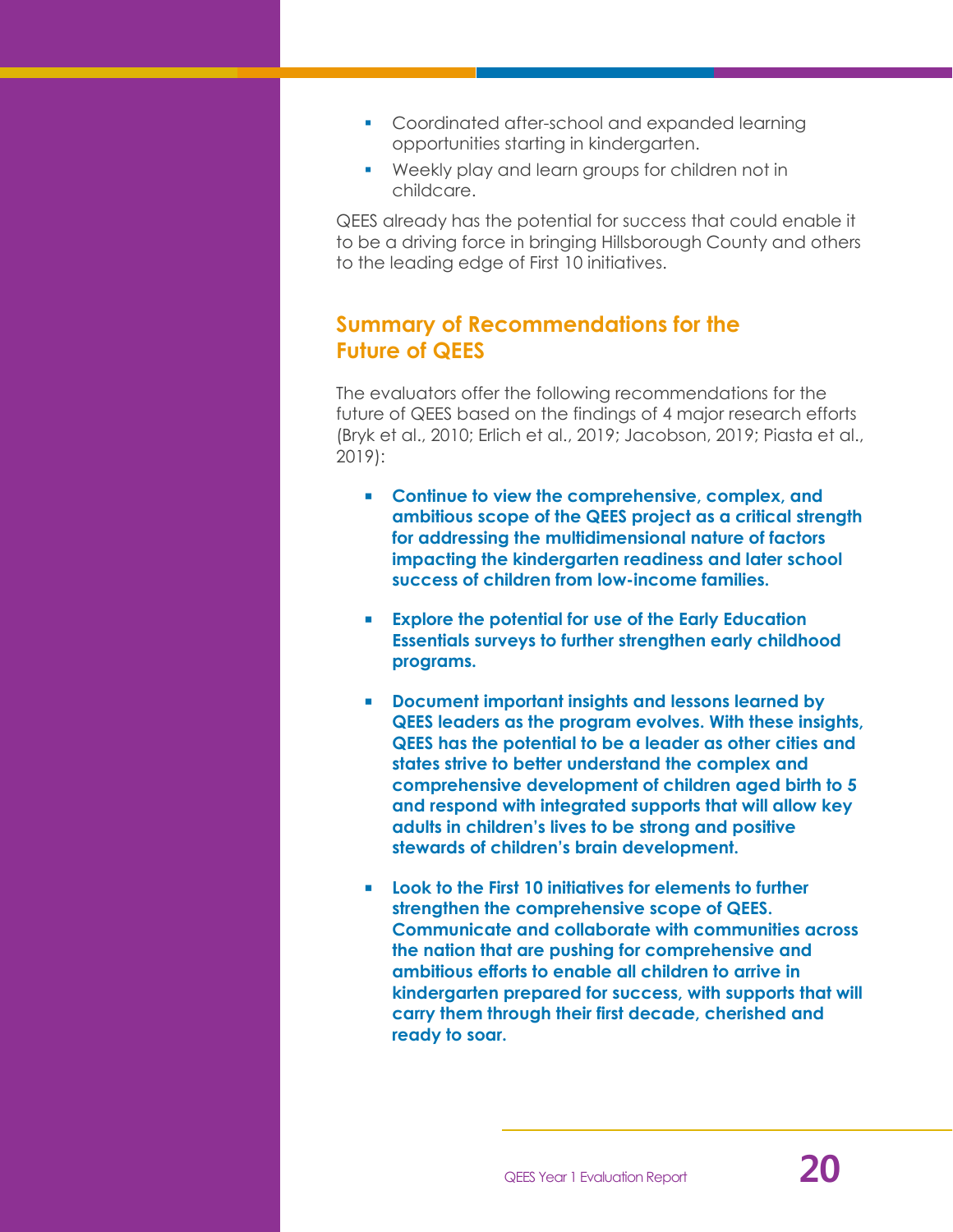- Coordinated after-school and expanded learning opportunities starting in kindergarten.
- Weekly play and learn groups for children not in childcare.

QEES already has the potential for success that could enable it to be a driving force in bringing Hillsborough County and others to the leading edge of First 10 initiatives.

## Summary of Recommendations for the Future of QEES

The evaluators offer the following recommendations for the future of QEES based on the findings of 4 major research efforts (Bryk et al., 2010; Erlich et al., 2019; Jacobson, 2019; Piasta et al., 2019):

- **Continue to view the comprehensive, complex, and ambitious scope of the QEES project as a critical strength for addressing the multidimensional nature of factors impacting the kindergarten readiness and later school success of children from low-income families.**

- **Explore the potential for use of the Early Education Essentials surveys to further strengthen early childhood programs.**

- **Document important insights and lessons learned by QEES leaders as the program evolves. With these insights, QEES has the potential to be a leader as other cities and states strive to better understand the complex and comprehensive development of children aged birth to 5 and respond with integrated supports that will allow key adults in children's lives to be strong and positive stewards of children's brain development.**

- **Look to the First 10 initiatives for elements to further strengthen the comprehensive scope of QEES. Communicate and collaborate with communities across the nation that are pushing for comprehensive and ambitious efforts to enable all children to arrive in kindergarten prepared for success, with supports that will carry them through their first decade, cherished and ready to soar.**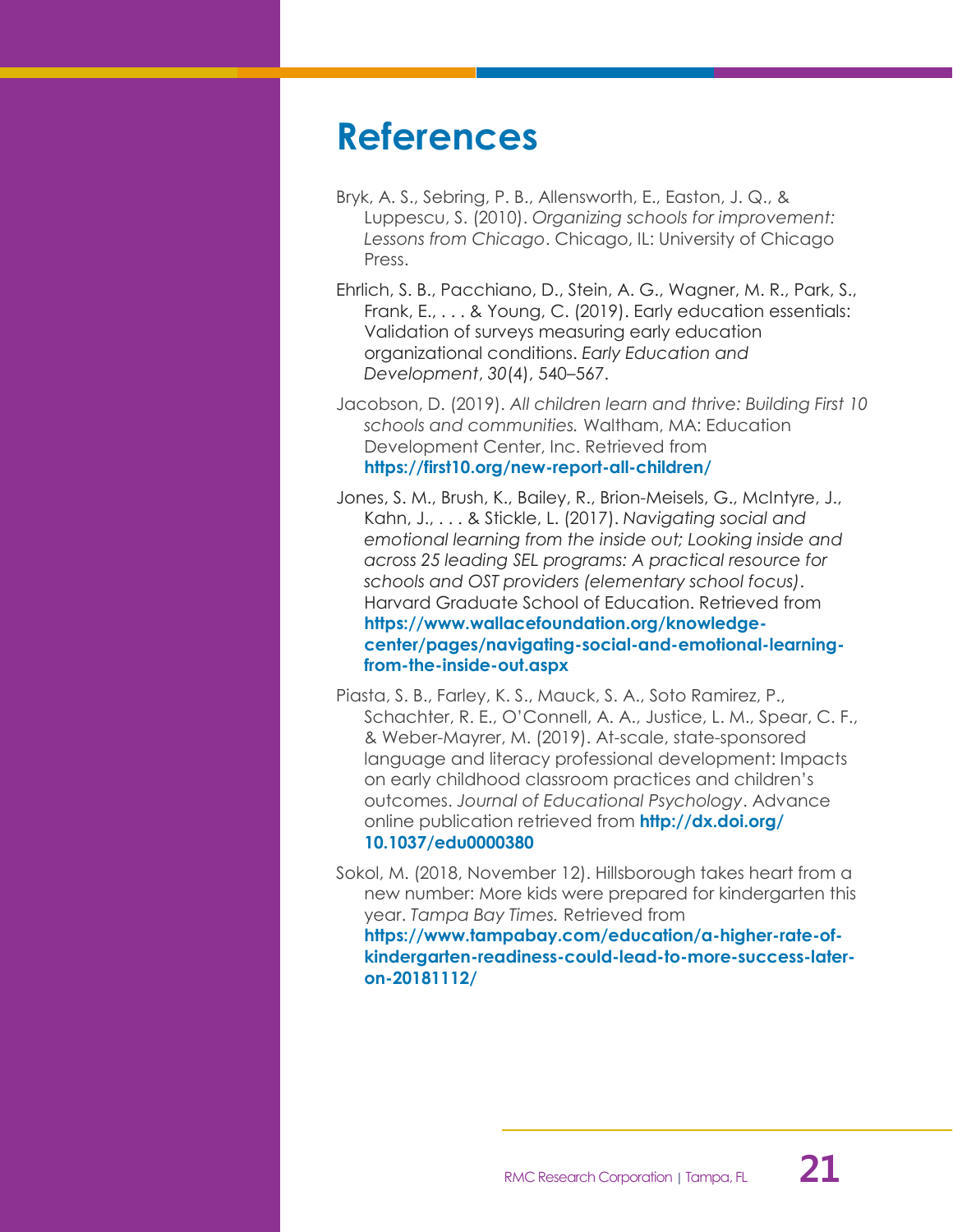# References

Bryk, A. S., Sebring, P. B., Allensworth, E., Easton, J. Q., & Luppescu, S. (2010). *Organizing schools for improvement: Lessons from Chicago*. Chicago, IL: University of Chicago Press.

Ehrlich, S. B., Pacchiano, D., Stein, A. G., Wagner, M. R., Park, S., Frank, E., . . . & Young, C. (2019). Early education essentials: Validation of surveys measuring early education organizational conditions. *Early Education and Development*, *30*(4), 540–567.

Jacobson, D. (2019). *All children learn and thrive: Building First 10 schools and communities.* Waltham, MA: Education Development Center, Inc. Retrieved from **https://first10.org/new-report-all-children/**

Jones, S. M., Brush, K., Bailey, R., Brion-Meisels, G., McIntyre, J., Kahn, J., . . . & Stickle, L. (2017). *Navigating social and emotional learning from the inside out; Looking inside and across 25 leading SEL programs: A practical resource for schools and OST providers (elementary school focus)*. Harvard Graduate School of Education. Retrieved from **https://www.wallacefoundation.org/knowledge-center/pages/navigating-social-and-emotional-learning-from-the-inside-out.aspx**

Piasta, S. B., Farley, K. S., Mauck, S. A., Soto Ramirez, P., Schachter, R. E., O'Connell, A. A., Justice, L. M., Spear, C. F., & Weber-Mayrer, M. (2019). At-scale, state-sponsored language and literacy professional development: Impacts on early childhood classroom practices and children's outcomes. *Journal of Educational Psychology*. Advance online publication retrieved from **http://dx.doi.org/10.1037/edu0000380**

Sokol, M. (2018, November 12). Hillsborough takes heart from a new number: More kids were prepared for kindergarten this year. *Tampa Bay Times.* Retrieved from **https://www.tampabay.com/education/a-higher-rate-of-kindergarten-readiness-could-lead-to-more-success-later-on-20181112/**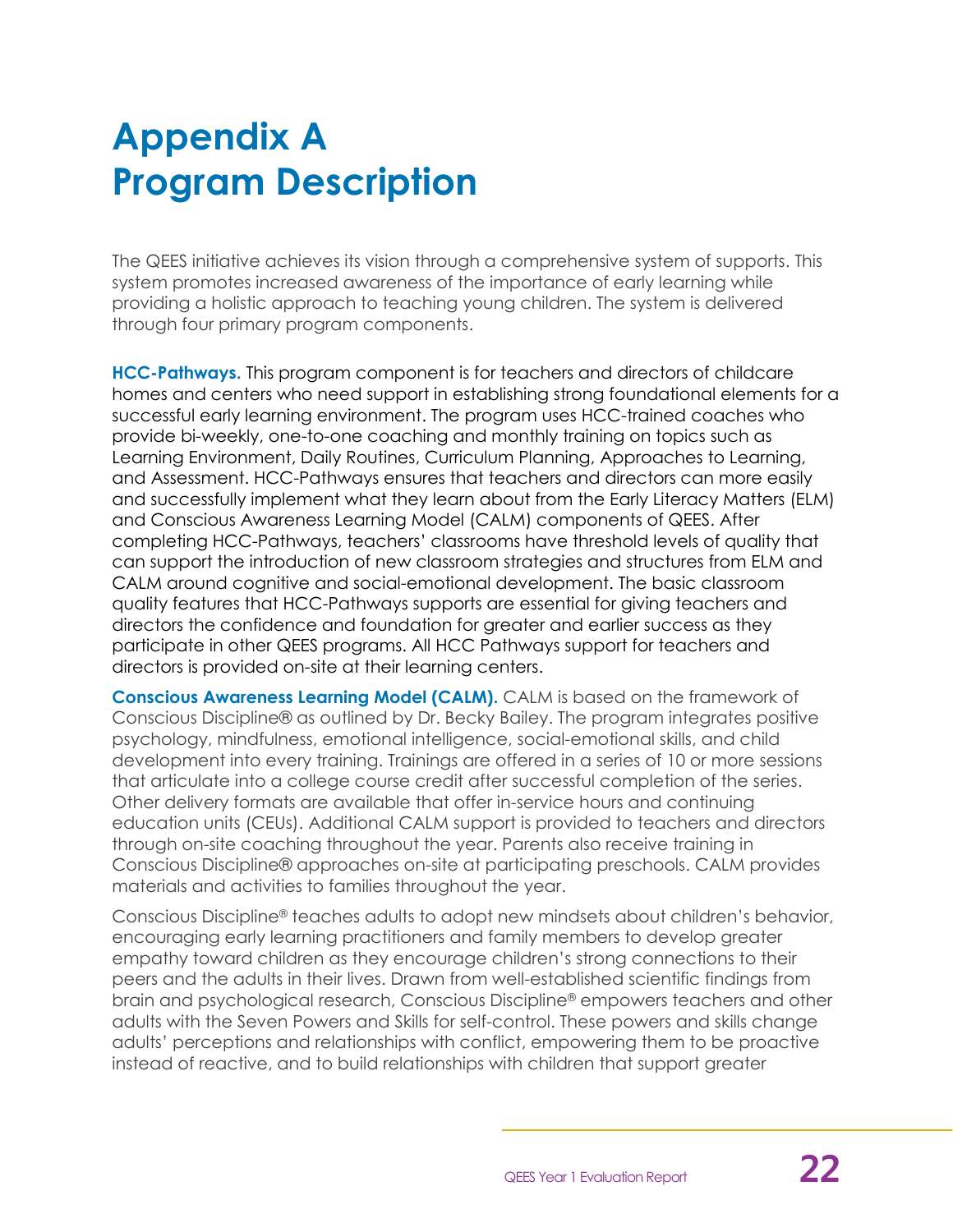# Appendix A
# Program Description

The QEES initiative achieves its vision through a comprehensive system of supports. This system promotes increased awareness of the importance of early learning while providing a holistic approach to teaching young children. The system is delivered through four primary program components.

**HCC-Pathways.** This program component is for teachers and directors of childcare homes and centers who need support in establishing strong foundational elements for a successful early learning environment. The program uses HCC-trained coaches who provide bi-weekly, one-to-one coaching and monthly training on topics such as Learning Environment, Daily Routines, Curriculum Planning, Approaches to Learning, and Assessment. HCC-Pathways ensures that teachers and directors can more easily and successfully implement what they learn about from the Early Literacy Matters (ELM) and Conscious Awareness Learning Model (CALM) components of QEES. After completing HCC-Pathways, teachers' classrooms have threshold levels of quality that can support the introduction of new classroom strategies and structures from ELM and CALM around cognitive and social-emotional development. The basic classroom quality features that HCC-Pathways supports are essential for giving teachers and directors the confidence and foundation for greater and earlier success as they participate in other QEES programs. All HCC Pathways support for teachers and directors is provided on-site at their learning centers.

**Conscious Awareness Learning Model (CALM).** CALM is based on the framework of Conscious Discipline® as outlined by Dr. Becky Bailey. The program integrates positive psychology, mindfulness, emotional intelligence, social-emotional skills, and child development into every training. Trainings are offered in a series of 10 or more sessions that articulate into a college course credit after successful completion of the series. Other delivery formats are available that offer in-service hours and continuing education units (CEUs). Additional CALM support is provided to teachers and directors through on-site coaching throughout the year. Parents also receive training in Conscious Discipline® approaches on-site at participating preschools. CALM provides materials and activities to families throughout the year.

Conscious Discipline® teaches adults to adopt new mindsets about children's behavior, encouraging early learning practitioners and family members to develop greater empathy toward children as they encourage children's strong connections to their peers and the adults in their lives. Drawn from well-established scientific findings from brain and psychological research, Conscious Discipline® empowers teachers and other adults with the Seven Powers and Skills for self-control. These powers and skills change adults' perceptions and relationships with conflict, empowering them to be proactive instead of reactive, and to build relationships with children that support greater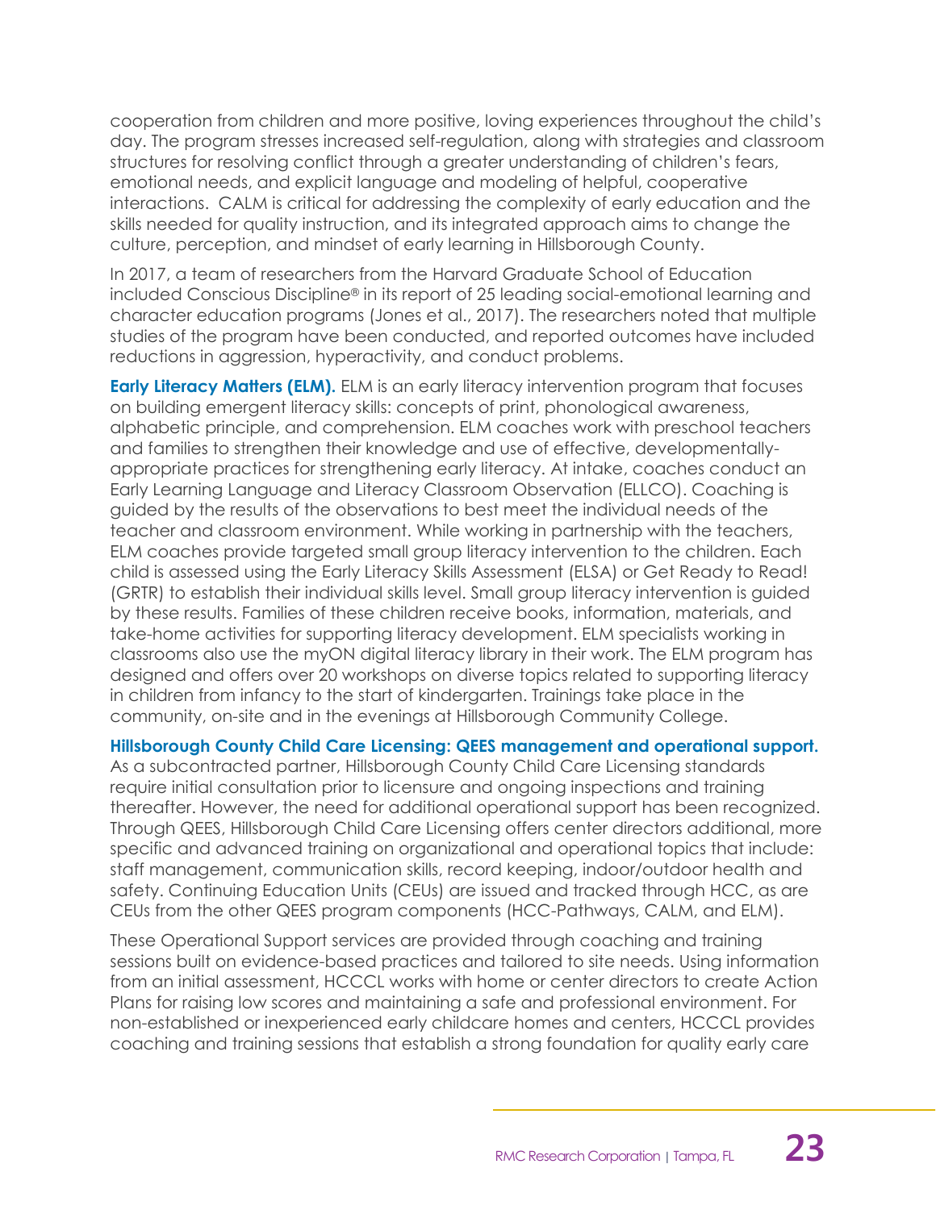cooperation from children and more positive, loving experiences throughout the child's day. The program stresses increased self-regulation, along with strategies and classroom structures for resolving conflict through a greater understanding of children's fears, emotional needs, and explicit language and modeling of helpful, cooperative interactions. CALM is critical for addressing the complexity of early education and the skills needed for quality instruction, and its integrated approach aims to change the culture, perception, and mindset of early learning in Hillsborough County.

In 2017, a team of researchers from the Harvard Graduate School of Education included Conscious Discipline® in its report of 25 leading social-emotional learning and character education programs (Jones et al., 2017). The researchers noted that multiple studies of the program have been conducted, and reported outcomes have included reductions in aggression, hyperactivity, and conduct problems.

**Early Literacy Matters (ELM).** ELM is an early literacy intervention program that focuses on building emergent literacy skills: concepts of print, phonological awareness, alphabetic principle, and comprehension. ELM coaches work with preschool teachers and families to strengthen their knowledge and use of effective, developmentally-appropriate practices for strengthening early literacy. At intake, coaches conduct an Early Learning Language and Literacy Classroom Observation (ELLCO). Coaching is guided by the results of the observations to best meet the individual needs of the teacher and classroom environment. While working in partnership with the teachers, ELM coaches provide targeted small group literacy intervention to the children. Each child is assessed using the Early Literacy Skills Assessment (ELSA) or Get Ready to Read! (GRTR) to establish their individual skills level. Small group literacy intervention is guided by these results. Families of these children receive books, information, materials, and take-home activities for supporting literacy development. ELM specialists working in classrooms also use the myON digital literacy library in their work. The ELM program has designed and offers over 20 workshops on diverse topics related to supporting literacy in children from infancy to the start of kindergarten. Trainings take place in the community, on-site and in the evenings at Hillsborough Community College.

**Hillsborough County Child Care Licensing: QEES management and operational support.** As a subcontracted partner, Hillsborough County Child Care Licensing standards require initial consultation prior to licensure and ongoing inspections and training thereafter. However, the need for additional operational support has been recognized. Through QEES, Hillsborough Child Care Licensing offers center directors additional, more specific and advanced training on organizational and operational topics that include: staff management, communication skills, record keeping, indoor/outdoor health and safety. Continuing Education Units (CEUs) are issued and tracked through HCC, as are CEUs from the other QEES program components (HCC-Pathways, CALM, and ELM).

These Operational Support services are provided through coaching and training sessions built on evidence-based practices and tailored to site needs. Using information from an initial assessment, HCCCL works with home or center directors to create Action Plans for raising low scores and maintaining a safe and professional environment. For non-established or inexperienced early childcare homes and centers, HCCCL provides coaching and training sessions that establish a strong foundation for quality early care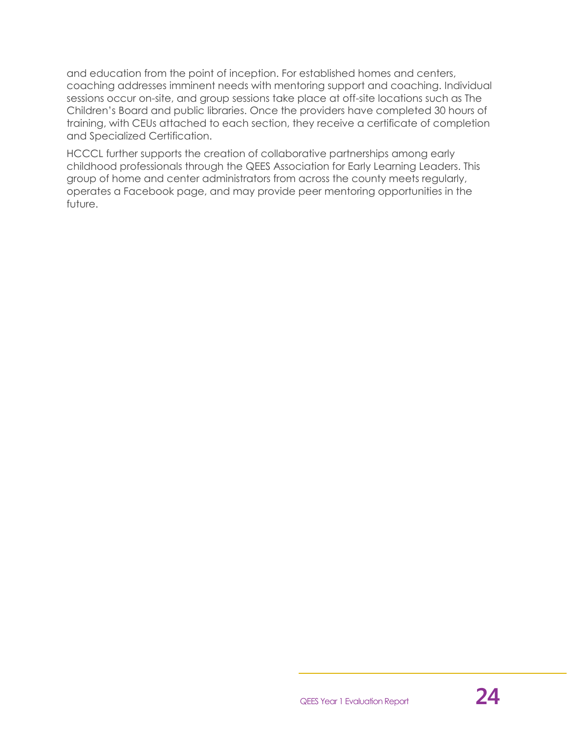and education from the point of inception. For established homes and centers, coaching addresses imminent needs with mentoring support and coaching. Individual sessions occur on-site, and group sessions take place at off-site locations such as The Children's Board and public libraries. Once the providers have completed 30 hours of training, with CEUs attached to each section, they receive a certificate of completion and Specialized Certification.

HCCCL further supports the creation of collaborative partnerships among early childhood professionals through the QEES Association for Early Learning Leaders. This group of home and center administrators from across the county meets regularly, operates a Facebook page, and may provide peer mentoring opportunities in the future.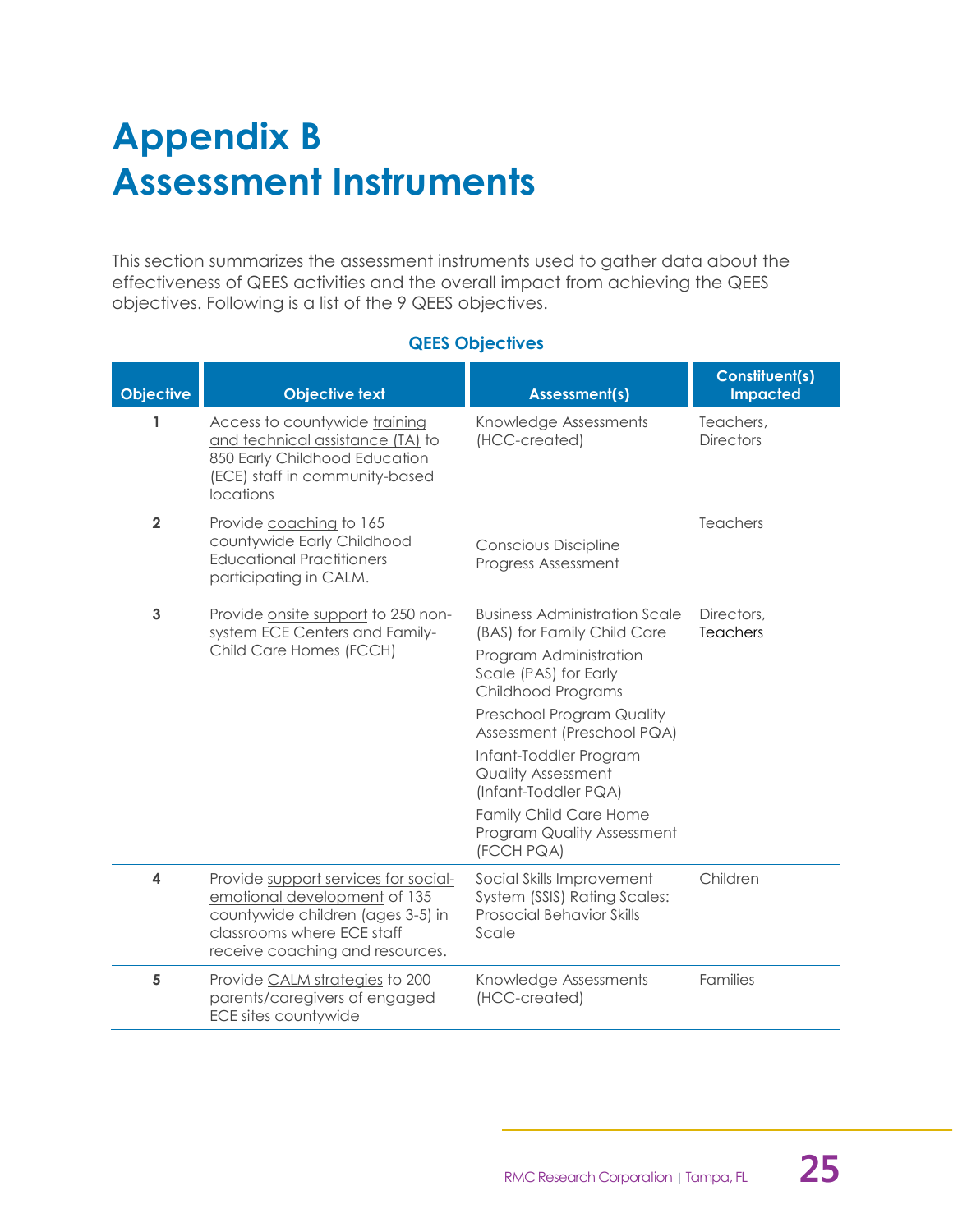# Appendix B
# Assessment Instruments

This section summarizes the assessment instruments used to gather data about the effectiveness of QEES activities and the overall impact from achieving the QEES objectives. Following is a list of the 9 QEES objectives.

**QEES Objectives**

| Objective | Objective text | Assessment(s) | Constituent(s) Impacted |
|---|---|---|---|
| 1 | Access to countywide training and technical assistance (TA) to 850 Early Childhood Education (ECE) staff in community-based locations | Knowledge Assessments (HCC-created) | Teachers, Directors |
| 2 | Provide coaching to 165 countywide Early Childhood Educational Practitioners participating in CALM. | Conscious Discipline Progress Assessment | Teachers |
| 3 | Provide onsite support to 250 non-system ECE Centers and Family-Child Care Homes (FCCH) | Business Administration Scale (BAS) for Family Child Care<br>Program Administration Scale (PAS) for Early Childhood Programs<br>Preschool Program Quality Assessment (Preschool PQA)<br>Infant-Toddler Program Quality Assessment (Infant-Toddler PQA)<br>Family Child Care Home Program Quality Assessment (FCCH PQA) | Directors, Teachers |
| 4 | Provide support services for social-emotional development of 135 countywide children (ages 3-5) in classrooms where ECE staff receive coaching and resources. | Social Skills Improvement System (SSIS) Rating Scales: Prosocial Behavior Skills Scale | Children |
| 5 | Provide CALM strategies to 200 parents/caregivers of engaged ECE sites countywide | Knowledge Assessments (HCC-created) | Families |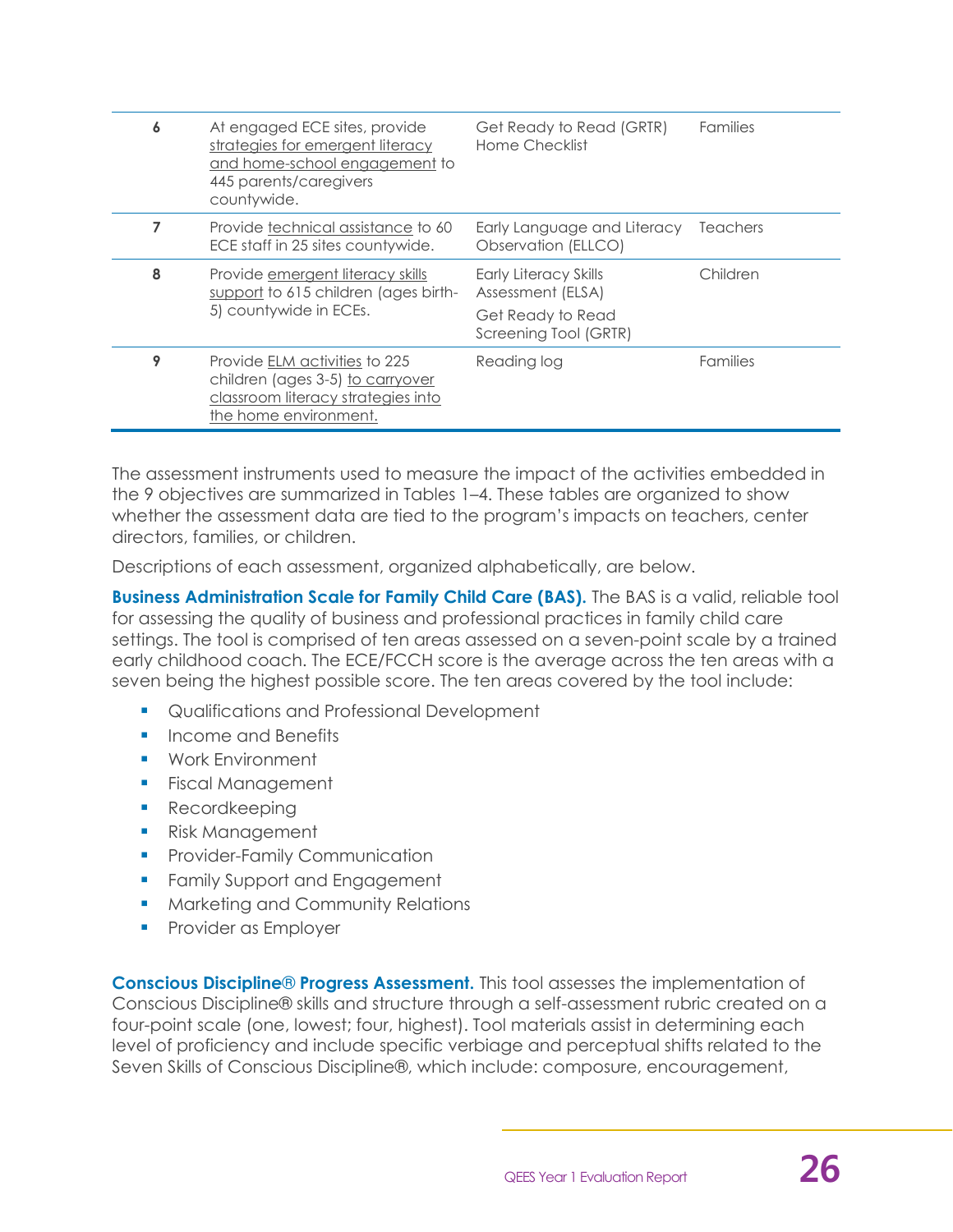| | | | |
|---|---|---|---|
| **6** | At engaged ECE sites, provide strategies for emergent literacy and home-school engagement to 445 parents/caregivers countywide. | Get Ready to Read (GRTR) Home Checklist | Families |
| **7** | Provide technical assistance to 60 ECE staff in 25 sites countywide. | Early Language and Literacy Observation (ELLCO) | Teachers |
| **8** | Provide emergent literacy skills support to 615 children (ages birth-5) countywide in ECEs. | Early Literacy Skills Assessment (ELSA)<br><br>Get Ready to Read Screening Tool (GRTR) | Children |
| **9** | Provide ELM activities to 225 children (ages 3-5) to carryover classroom literacy strategies into the home environment. | Reading log | Families |

The assessment instruments used to measure the impact of the activities embedded in the 9 objectives are summarized in Tables 1–4. These tables are organized to show whether the assessment data are tied to the program's impacts on teachers, center directors, families, or children.

Descriptions of each assessment, organized alphabetically, are below.

**Business Administration Scale for Family Child Care (BAS).** The BAS is a valid, reliable tool for assessing the quality of business and professional practices in family child care settings. The tool is comprised of ten areas assessed on a seven-point scale by a trained early childhood coach. The ECE/FCCH score is the average across the ten areas with a seven being the highest possible score. The ten areas covered by the tool include:

- Qualifications and Professional Development
- Income and Benefits
- Work Environment
- Fiscal Management
- Recordkeeping
- Risk Management
- Provider-Family Communication
- Family Support and Engagement
- Marketing and Community Relations
- Provider as Employer

**Conscious Discipline® Progress Assessment.** This tool assesses the implementation of Conscious Discipline® skills and structure through a self-assessment rubric created on a four-point scale (one, lowest; four, highest). Tool materials assist in determining each level of proficiency and include specific verbiage and perceptual shifts related to the Seven Skills of Conscious Discipline®, which include: composure, encouragement,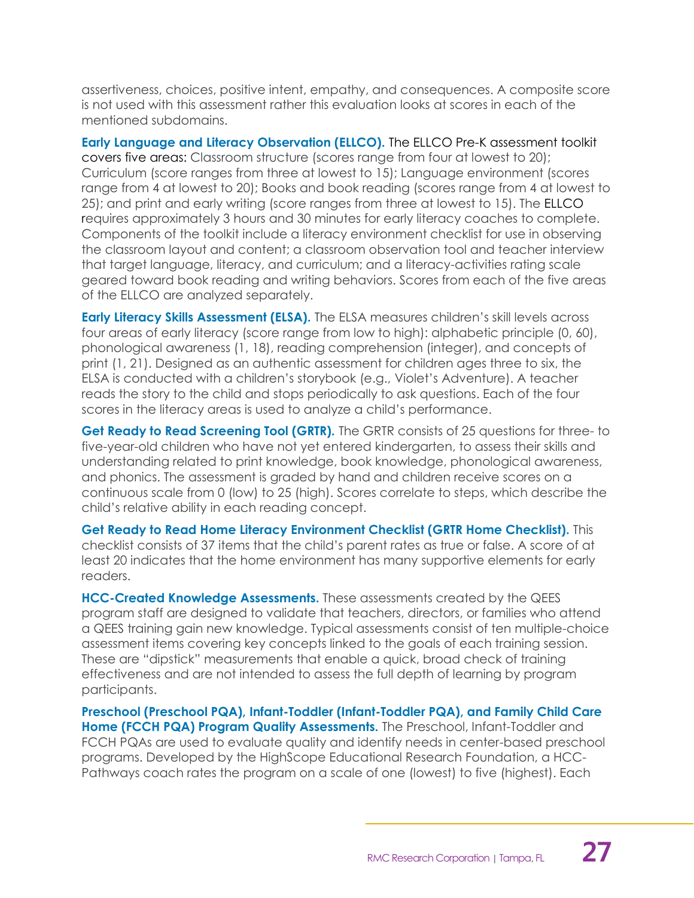assertiveness, choices, positive intent, empathy, and consequences. A composite score is not used with this assessment rather this evaluation looks at scores in each of the mentioned subdomains.

**Early Language and Literacy Observation (ELLCO).** The ELLCO Pre-K assessment toolkit covers five areas: Classroom structure (scores range from four at lowest to 20); Curriculum (score ranges from three at lowest to 15); Language environment (scores range from 4 at lowest to 20); Books and book reading (scores range from 4 at lowest to 25); and print and early writing (score ranges from three at lowest to 15). The ELLCO requires approximately 3 hours and 30 minutes for early literacy coaches to complete. Components of the toolkit include a literacy environment checklist for use in observing the classroom layout and content; a classroom observation tool and teacher interview that target language, literacy, and curriculum; and a literacy-activities rating scale geared toward book reading and writing behaviors. Scores from each of the five areas of the ELLCO are analyzed separately.

**Early Literacy Skills Assessment (ELSA).** The ELSA measures children's skill levels across four areas of early literacy (score range from low to high): alphabetic principle (0, 60), phonological awareness (1, 18), reading comprehension (integer), and concepts of print (1, 21). Designed as an authentic assessment for children ages three to six, the ELSA is conducted with a children's storybook (e.g., Violet's Adventure). A teacher reads the story to the child and stops periodically to ask questions. Each of the four scores in the literacy areas is used to analyze a child's performance.

**Get Ready to Read Screening Tool (GRTR).** The GRTR consists of 25 questions for three- to five-year-old children who have not yet entered kindergarten, to assess their skills and understanding related to print knowledge, book knowledge, phonological awareness, and phonics. The assessment is graded by hand and children receive scores on a continuous scale from 0 (low) to 25 (high). Scores correlate to steps, which describe the child's relative ability in each reading concept.

**Get Ready to Read Home Literacy Environment Checklist (GRTR Home Checklist).** This checklist consists of 37 items that the child's parent rates as true or false. A score of at least 20 indicates that the home environment has many supportive elements for early readers.

**HCC-Created Knowledge Assessments.** These assessments created by the QEES program staff are designed to validate that teachers, directors, or families who attend a QEES training gain new knowledge. Typical assessments consist of ten multiple-choice assessment items covering key concepts linked to the goals of each training session. These are "dipstick" measurements that enable a quick, broad check of training effectiveness and are not intended to assess the full depth of learning by program participants.

**Preschool (Preschool PQA), Infant-Toddler (Infant-Toddler PQA), and Family Child Care Home (FCCH PQA) Program Quality Assessments.** The Preschool, Infant-Toddler and FCCH PQAs are used to evaluate quality and identify needs in center-based preschool programs. Developed by the HighScope Educational Research Foundation, a HCC-Pathways coach rates the program on a scale of one (lowest) to five (highest). Each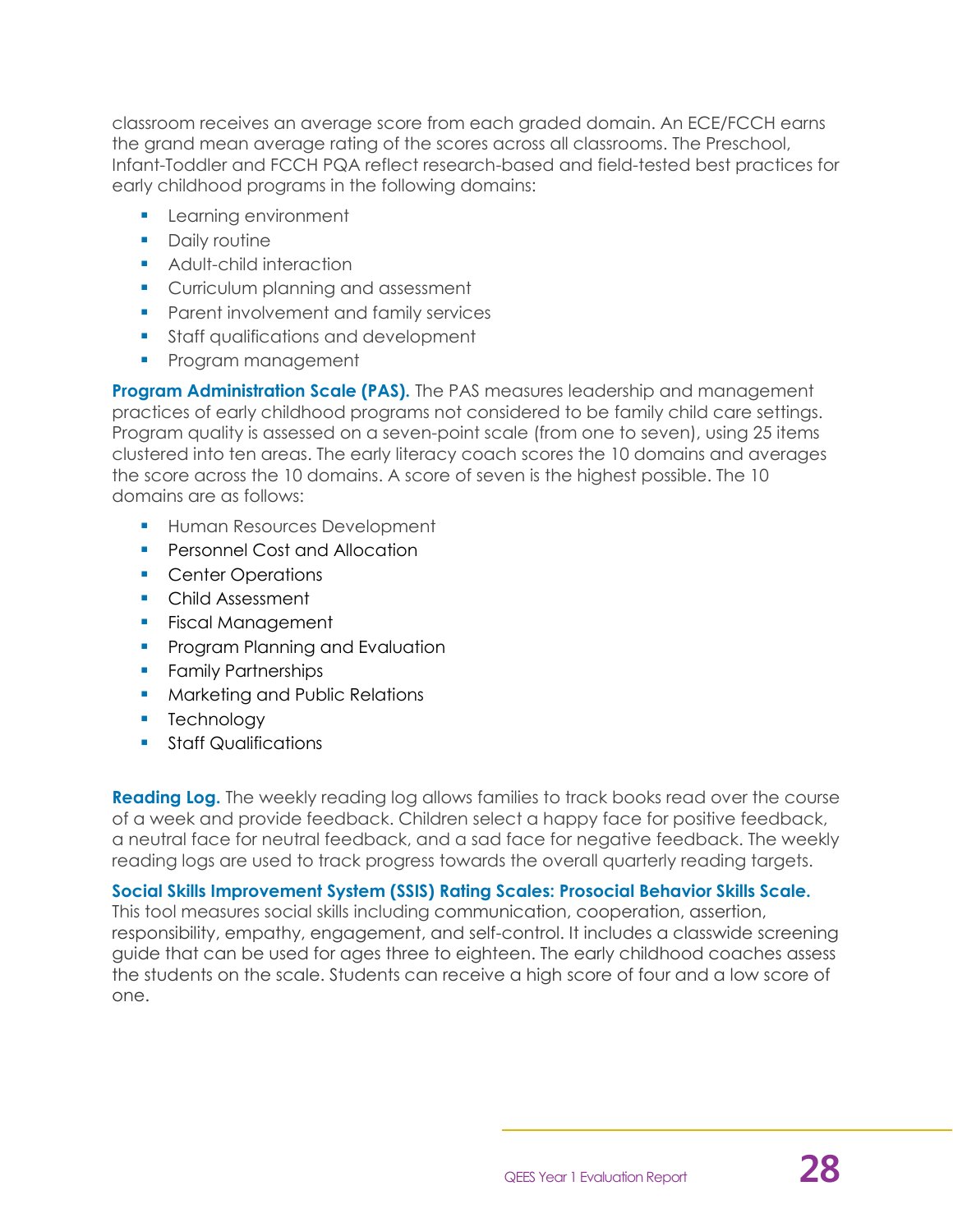classroom receives an average score from each graded domain. An ECE/FCCH earns the grand mean average rating of the scores across all classrooms. The Preschool, Infant-Toddler and FCCH PQA reflect research-based and field-tested best practices for early childhood programs in the following domains:

- Learning environment
- Daily routine
- Adult-child interaction
- Curriculum planning and assessment
- Parent involvement and family services
- Staff qualifications and development
- Program management

**Program Administration Scale (PAS).** The PAS measures leadership and management practices of early childhood programs not considered to be family child care settings. Program quality is assessed on a seven-point scale (from one to seven), using 25 items clustered into ten areas. The early literacy coach scores the 10 domains and averages the score across the 10 domains. A score of seven is the highest possible. The 10 domains are as follows:

- Human Resources Development
- Personnel Cost and Allocation
- Center Operations
- Child Assessment
- Fiscal Management
- Program Planning and Evaluation
- Family Partnerships
- Marketing and Public Relations
- Technology
- Staff Qualifications

**Reading Log.** The weekly reading log allows families to track books read over the course of a week and provide feedback. Children select a happy face for positive feedback, a neutral face for neutral feedback, and a sad face for negative feedback. The weekly reading logs are used to track progress towards the overall quarterly reading targets.

**Social Skills Improvement System (SSIS) Rating Scales: Prosocial Behavior Skills Scale.** This tool measures social skills including communication, cooperation, assertion, responsibility, empathy, engagement, and self-control. It includes a classwide screening guide that can be used for ages three to eighteen. The early childhood coaches assess the students on the scale. Students can receive a high score of four and a low score of one.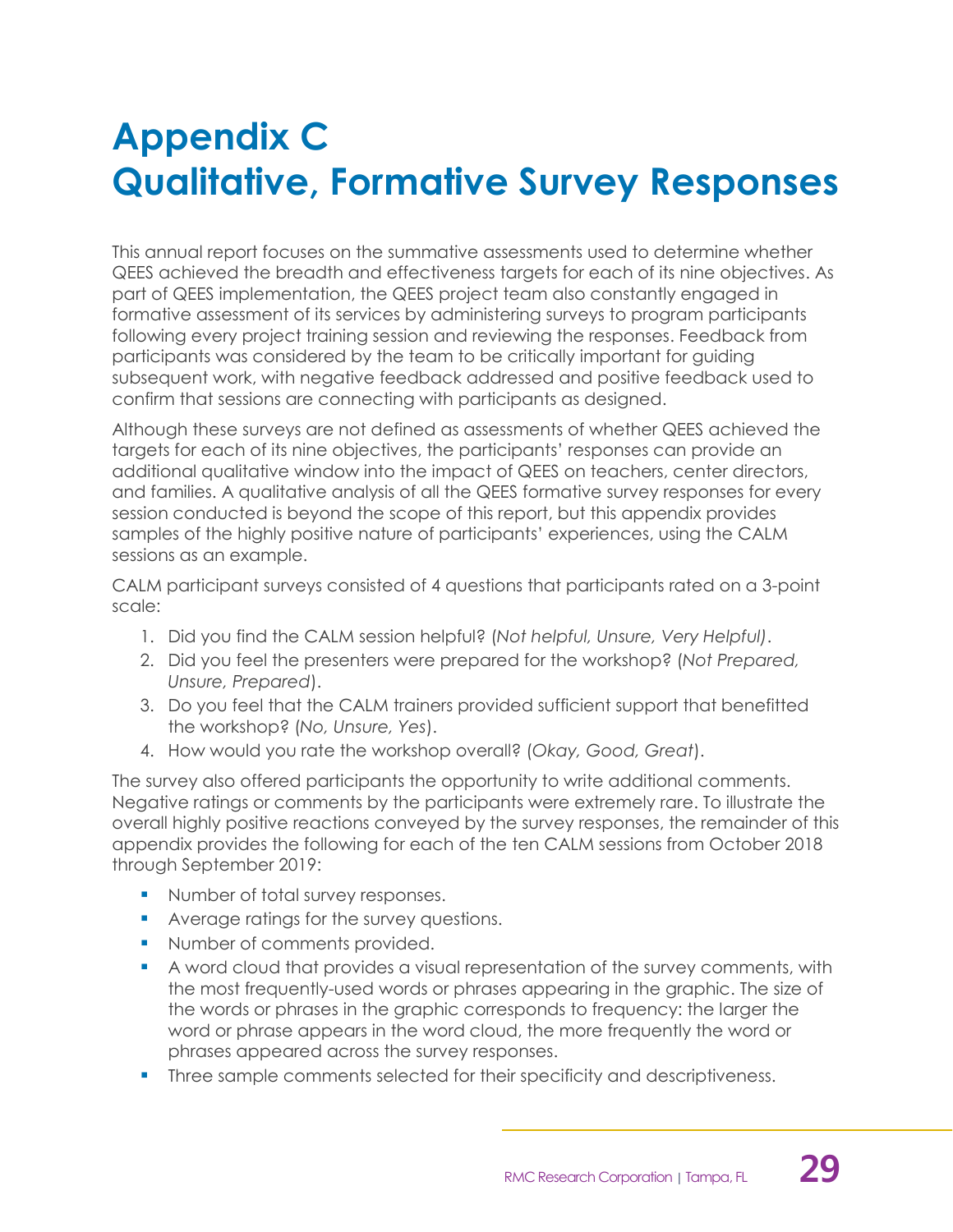# Appendix C
# Qualitative, Formative Survey Responses

This annual report focuses on the summative assessments used to determine whether QEES achieved the breadth and effectiveness targets for each of its nine objectives. As part of QEES implementation, the QEES project team also constantly engaged in formative assessment of its services by administering surveys to program participants following every project training session and reviewing the responses. Feedback from participants was considered by the team to be critically important for guiding subsequent work, with negative feedback addressed and positive feedback used to confirm that sessions are connecting with participants as designed.

Although these surveys are not defined as assessments of whether QEES achieved the targets for each of its nine objectives, the participants' responses can provide an additional qualitative window into the impact of QEES on teachers, center directors, and families. A qualitative analysis of all the QEES formative survey responses for every session conducted is beyond the scope of this report, but this appendix provides samples of the highly positive nature of participants' experiences, using the CALM sessions as an example.

CALM participant surveys consisted of 4 questions that participants rated on a 3-point scale:

1. Did you find the CALM session helpful? (*Not helpful, Unsure, Very Helpful)*.
2. Did you feel the presenters were prepared for the workshop? (*Not Prepared, Unsure, Prepared*).
3. Do you feel that the CALM trainers provided sufficient support that benefitted the workshop? (*No, Unsure, Yes*).
4. How would you rate the workshop overall? (*Okay, Good, Great*).

The survey also offered participants the opportunity to write additional comments. Negative ratings or comments by the participants were extremely rare. To illustrate the overall highly positive reactions conveyed by the survey responses, the remainder of this appendix provides the following for each of the ten CALM sessions from October 2018 through September 2019:

- Number of total survey responses.
- Average ratings for the survey questions.
- Number of comments provided.
- A word cloud that provides a visual representation of the survey comments, with the most frequently-used words or phrases appearing in the graphic. The size of the words or phrases in the graphic corresponds to frequency: the larger the word or phrase appears in the word cloud, the more frequently the word or phrases appeared across the survey responses.
- Three sample comments selected for their specificity and descriptiveness.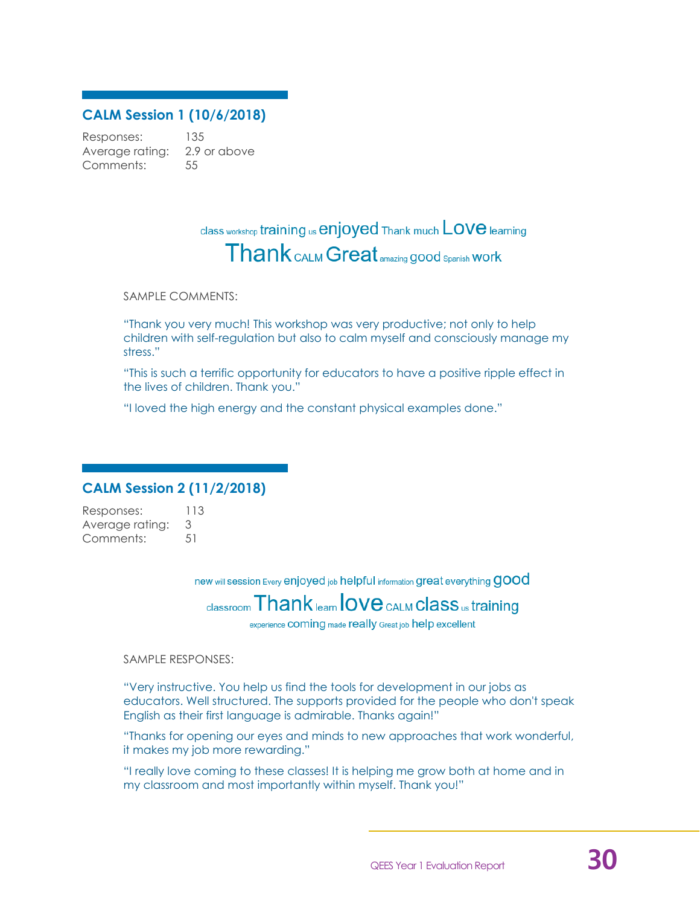## CALM Session 1 (10/6/2018)

Responses: 135
Average rating: 2.9 or above
Comments: 55

class workshop training us enjoyed Thank much Love learning
Thank CALM Great amazing good Spanish work

SAMPLE COMMENTS:

"Thank you very much! This workshop was very productive; not only to help children with self-regulation but also to calm myself and consciously manage my stress."

"This is such a terrific opportunity for educators to have a positive ripple effect in the lives of children. Thank you."

"I loved the high energy and the constant physical examples done."

## CALM Session 2 (11/2/2018)

Responses: 113
Average rating: 3
Comments: 51

new will session Every enjoyed job helpful information great everything good
classroom Thank learn love CALM class us training
experience coming made really Great job help excellent

SAMPLE RESPONSES:

"Very instructive. You help us find the tools for development in our jobs as educators. Well structured. The supports provided for the people who don't speak English as their first language is admirable. Thanks again!"

"Thanks for opening our eyes and minds to new approaches that work wonderful, it makes my job more rewarding."

"I really love coming to these classes! It is helping me grow both at home and in my classroom and most importantly within myself. Thank you!"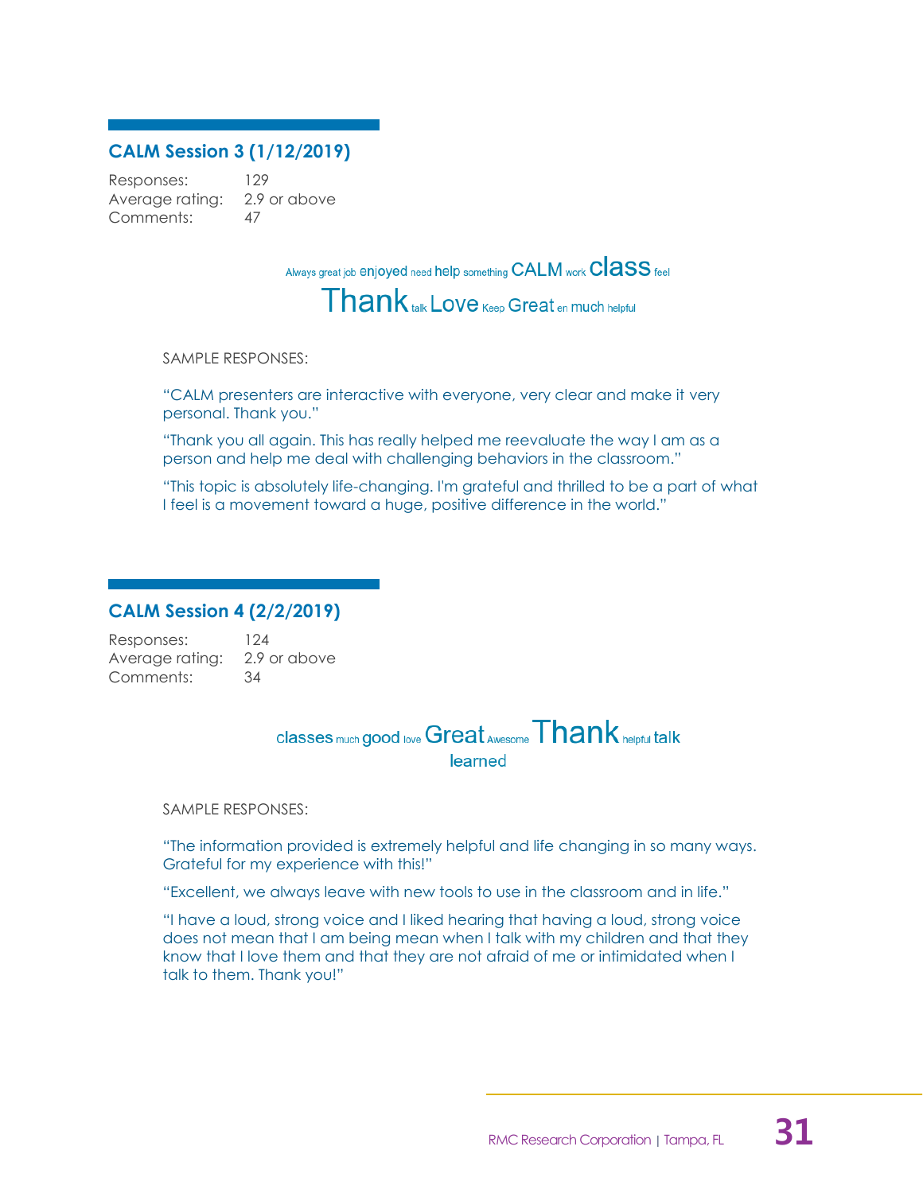## CALM Session 3 (1/12/2019)

Responses: 129
Average rating: 2.9 or above
Comments: 47

Always great job enjoyed need help something CALM work class feel
Thank talk Love Keep Great en much helpful

SAMPLE RESPONSES:

"CALM presenters are interactive with everyone, very clear and make it very personal. Thank you."

"Thank you all again. This has really helped me reevaluate the way I am as a person and help me deal with challenging behaviors in the classroom."

"This topic is absolutely life-changing. I'm grateful and thrilled to be a part of what I feel is a movement toward a huge, positive difference in the world."

## CALM Session 4 (2/2/2019)

Responses: 124
Average rating: 2.9 or above
Comments: 34

classes much good love Great Awesome Thank helpful talk
learned

SAMPLE RESPONSES:

"The information provided is extremely helpful and life changing in so many ways. Grateful for my experience with this!"

"Excellent, we always leave with new tools to use in the classroom and in life."

"I have a loud, strong voice and I liked hearing that having a loud, strong voice does not mean that I am being mean when I talk with my children and that they know that I love them and that they are not afraid of me or intimidated when I talk to them. Thank you!"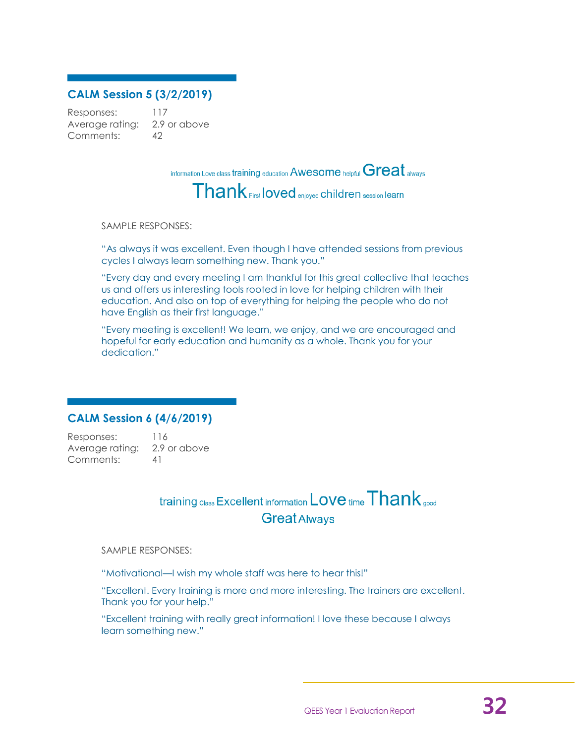## CALM Session 5 (3/2/2019)

Responses: 117
Average rating: 2.9 or above
Comments: 42

information Love class training education Awesome helpful Great always
Thank First loved enjoyed children session learn

SAMPLE RESPONSES:

"As always it was excellent. Even though I have attended sessions from previous cycles I always learn something new. Thank you."

"Every day and every meeting I am thankful for this great collective that teaches us and offers us interesting tools rooted in love for helping children with their education. And also on top of everything for helping the people who do not have English as their first language."

"Every meeting is excellent! We learn, we enjoy, and we are encouraged and hopeful for early education and humanity as a whole. Thank you for your dedication."

## CALM Session 6 (4/6/2019)

Responses: 116
Average rating: 2.9 or above
Comments: 41

training Class Excellent information Love time Thank good
Great Always

SAMPLE RESPONSES:

"Motivational—I wish my whole staff was here to hear this!"

"Excellent. Every training is more and more interesting. The trainers are excellent. Thank you for your help."

"Excellent training with really great information! I love these because I always learn something new."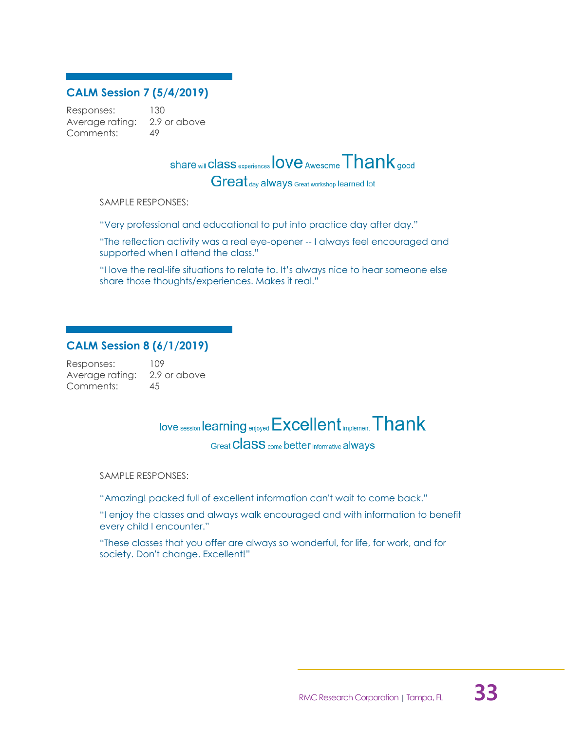## CALM Session 7 (5/4/2019)

Responses: 130
Average rating: 2.9 or above
Comments: 49

share will class experiences love Awesome Thank good
Great day always Great workshop learned lot

SAMPLE RESPONSES:

"Very professional and educational to put into practice day after day."

"The reflection activity was a real eye-opener -- I always feel encouraged and supported when I attend the class."

"I love the real-life situations to relate to. It's always nice to hear someone else share those thoughts/experiences. Makes it real."

## CALM Session 8 (6/1/2019)

Responses: 109
Average rating: 2.9 or above
Comments: 45

love session learning enjoyed Excellent implement Thank
Great class come better informative always

SAMPLE RESPONSES:

"Amazing! packed full of excellent information can't wait to come back."

"I enjoy the classes and always walk encouraged and with information to benefit every child I encounter."

"These classes that you offer are always so wonderful, for life, for work, and for society. Don't change. Excellent!"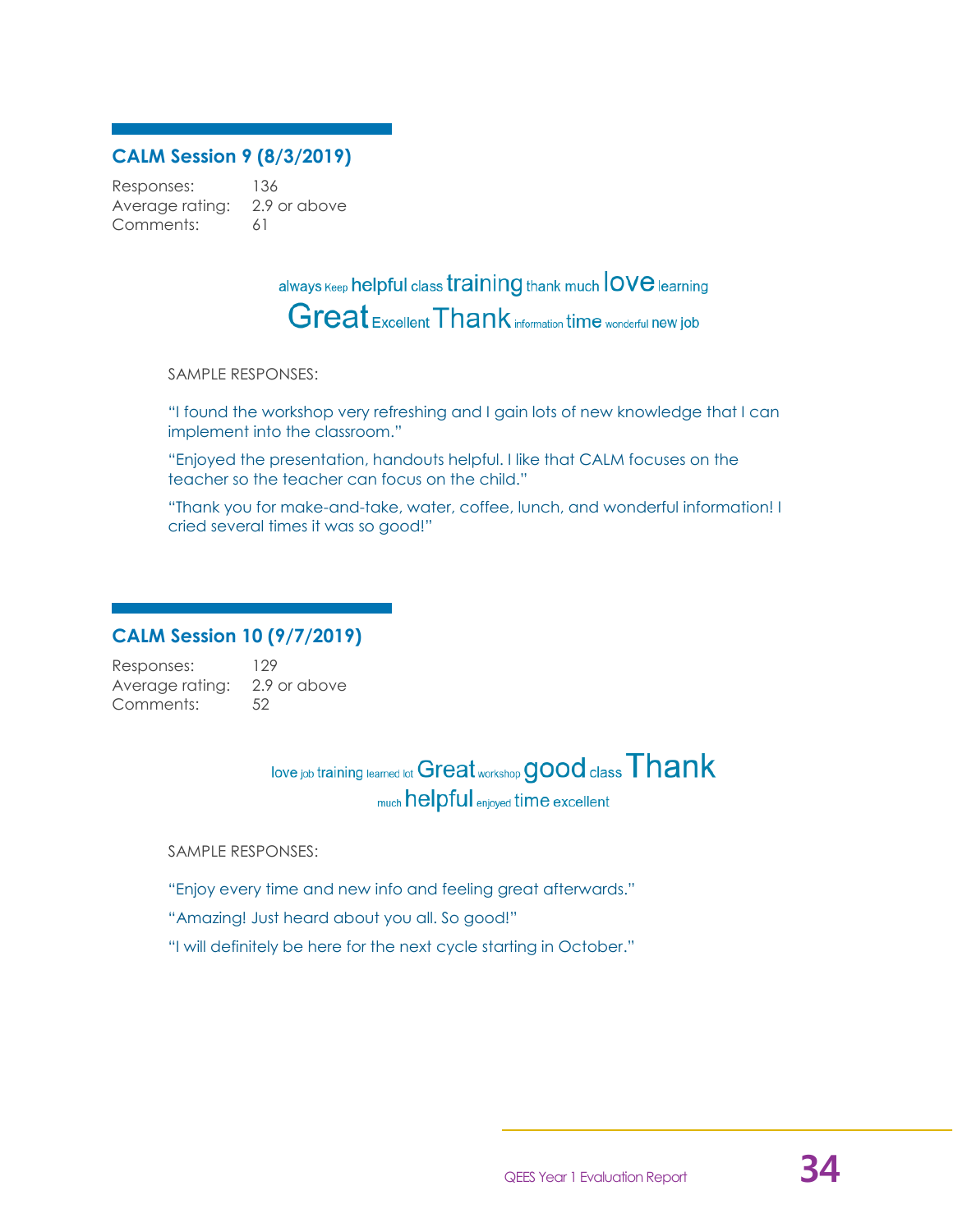## CALM Session 9 (8/3/2019)

Responses: 136
Average rating: 2.9 or above
Comments: 61

always Keep helpful class training thank much love learning
Great Excellent Thank information time wonderful new job

SAMPLE RESPONSES:

"I found the workshop very refreshing and I gain lots of new knowledge that I can implement into the classroom."

"Enjoyed the presentation, handouts helpful. I like that CALM focuses on the teacher so the teacher can focus on the child."

"Thank you for make-and-take, water, coffee, lunch, and wonderful information! I cried several times it was so good!"

## CALM Session 10 (9/7/2019)

Responses: 129
Average rating: 2.9 or above
Comments: 52

love job training learned lot Great workshop good class Thank
much helpful enjoyed time excellent

SAMPLE RESPONSES:

"Enjoy every time and new info and feeling great afterwards."

"Amazing! Just heard about you all. So good!"

"I will definitely be here for the next cycle starting in October."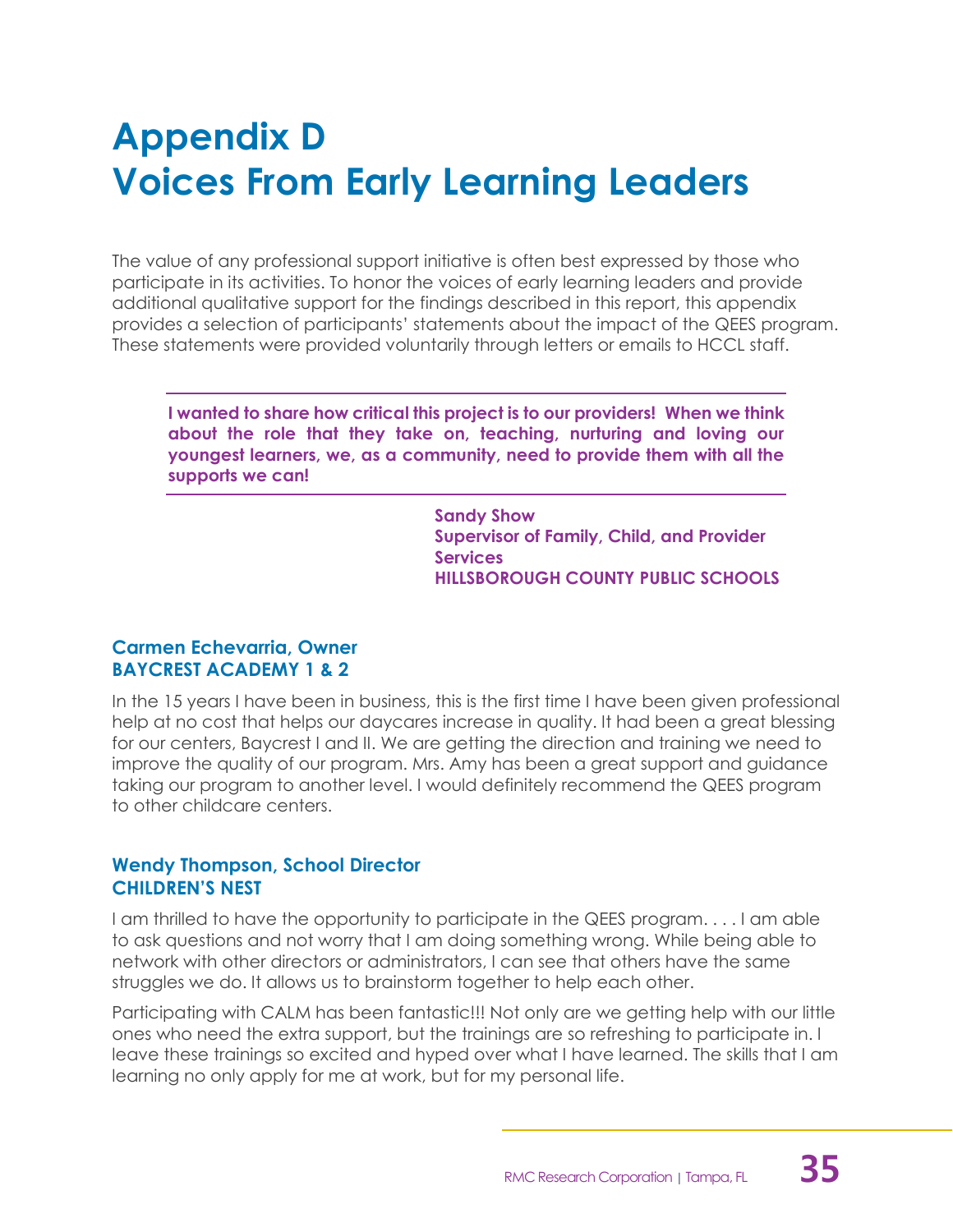# Appendix D
# Voices From Early Learning Leaders

The value of any professional support initiative is often best expressed by those who participate in its activities. To honor the voices of early learning leaders and provide additional qualitative support for the findings described in this report, this appendix provides a selection of participants' statements about the impact of the QEES program. These statements were provided voluntarily through letters or emails to HCCL staff.

> **I wanted to share how critical this project is to our providers! When we think about the role that they take on, teaching, nurturing and loving our youngest learners, we, as a community, need to provide them with all the supports we can!**
>
> **Sandy Show**
> **Supervisor of Family, Child, and Provider Services**
> **HILLSBOROUGH COUNTY PUBLIC SCHOOLS**

### Carmen Echevarria, Owner
### BAYCREST ACADEMY 1 & 2

In the 15 years I have been in business, this is the first time I have been given professional help at no cost that helps our daycares increase in quality. It had been a great blessing for our centers, Baycrest I and II. We are getting the direction and training we need to improve the quality of our program. Mrs. Amy has been a great support and guidance taking our program to another level. I would definitely recommend the QEES program to other childcare centers.

### Wendy Thompson, School Director
### CHILDREN'S NEST

I am thrilled to have the opportunity to participate in the QEES program. . . . I am able to ask questions and not worry that I am doing something wrong. While being able to network with other directors or administrators, I can see that others have the same struggles we do. It allows us to brainstorm together to help each other.

Participating with CALM has been fantastic!!! Not only are we getting help with our little ones who need the extra support, but the trainings are so refreshing to participate in. I leave these trainings so excited and hyped over what I have learned. The skills that I am learning no only apply for me at work, but for my personal life.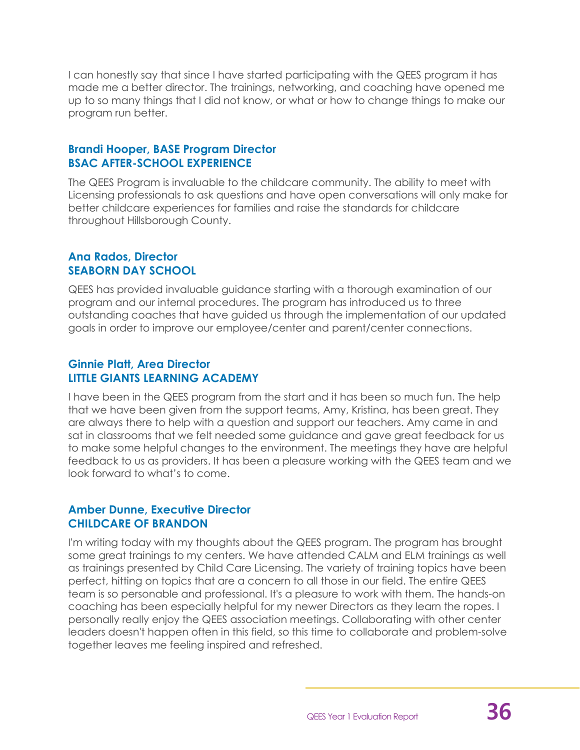I can honestly say that since I have started participating with the QEES program it has made me a better director. The trainings, networking, and coaching have opened me up to so many things that I did not know, or what or how to change things to make our program run better.

**Brandi Hooper, BASE Program Director**
**BSAC AFTER-SCHOOL EXPERIENCE**

The QEES Program is invaluable to the childcare community. The ability to meet with Licensing professionals to ask questions and have open conversations will only make for better childcare experiences for families and raise the standards for childcare throughout Hillsborough County.

**Ana Rados, Director**
**SEABORN DAY SCHOOL**

QEES has provided invaluable guidance starting with a thorough examination of our program and our internal procedures. The program has introduced us to three outstanding coaches that have guided us through the implementation of our updated goals in order to improve our employee/center and parent/center connections.

**Ginnie Platt, Area Director**
**LITTLE GIANTS LEARNING ACADEMY**

I have been in the QEES program from the start and it has been so much fun. The help that we have been given from the support teams, Amy, Kristina, has been great. They are always there to help with a question and support our teachers. Amy came in and sat in classrooms that we felt needed some guidance and gave great feedback for us to make some helpful changes to the environment. The meetings they have are helpful feedback to us as providers. It has been a pleasure working with the QEES team and we look forward to what's to come.

**Amber Dunne, Executive Director**
**CHILDCARE OF BRANDON**

I'm writing today with my thoughts about the QEES program. The program has brought some great trainings to my centers. We have attended CALM and ELM trainings as well as trainings presented by Child Care Licensing. The variety of training topics have been perfect, hitting on topics that are a concern to all those in our field. The entire QEES team is so personable and professional. It's a pleasure to work with them. The hands-on coaching has been especially helpful for my newer Directors as they learn the ropes. I personally really enjoy the QEES association meetings. Collaborating with other center leaders doesn't happen often in this field, so this time to collaborate and problem-solve together leaves me feeling inspired and refreshed.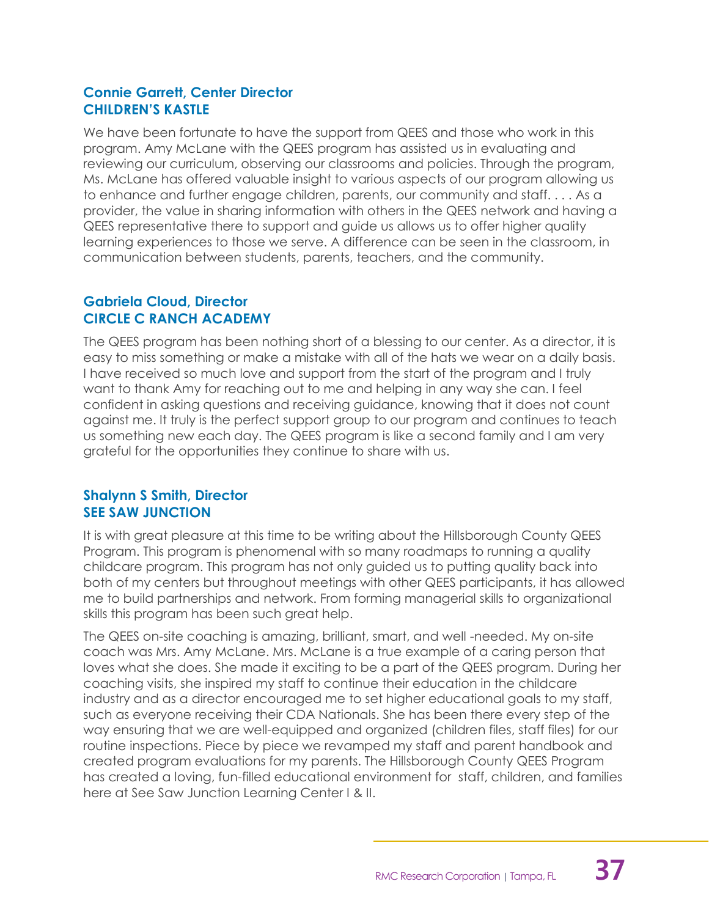### Connie Garrett, Center Director
### CHILDREN'S KASTLE

We have been fortunate to have the support from QEES and those who work in this program. Amy McLane with the QEES program has assisted us in evaluating and reviewing our curriculum, observing our classrooms and policies. Through the program, Ms. McLane has offered valuable insight to various aspects of our program allowing us to enhance and further engage children, parents, our community and staff. . . . As a provider, the value in sharing information with others in the QEES network and having a QEES representative there to support and guide us allows us to offer higher quality learning experiences to those we serve. A difference can be seen in the classroom, in communication between students, parents, teachers, and the community.

### Gabriela Cloud, Director
### CIRCLE C RANCH ACADEMY

The QEES program has been nothing short of a blessing to our center. As a director, it is easy to miss something or make a mistake with all of the hats we wear on a daily basis. I have received so much love and support from the start of the program and I truly want to thank Amy for reaching out to me and helping in any way she can. I feel confident in asking questions and receiving guidance, knowing that it does not count against me. It truly is the perfect support group to our program and continues to teach us something new each day. The QEES program is like a second family and I am very grateful for the opportunities they continue to share with us.

### Shalynn S Smith, Director
### SEE SAW JUNCTION

It is with great pleasure at this time to be writing about the Hillsborough County QEES Program. This program is phenomenal with so many roadmaps to running a quality childcare program. This program has not only guided us to putting quality back into both of my centers but throughout meetings with other QEES participants, it has allowed me to build partnerships and network. From forming managerial skills to organizational skills this program has been such great help.

The QEES on-site coaching is amazing, brilliant, smart, and well -needed. My on-site coach was Mrs. Amy McLane. Mrs. McLane is a true example of a caring person that loves what she does. She made it exciting to be a part of the QEES program. During her coaching visits, she inspired my staff to continue their education in the childcare industry and as a director encouraged me to set higher educational goals to my staff, such as everyone receiving their CDA Nationals. She has been there every step of the way ensuring that we are well-equipped and organized (children files, staff files) for our routine inspections. Piece by piece we revamped my staff and parent handbook and created program evaluations for my parents. The Hillsborough County QEES Program has created a loving, fun-filled educational environment for staff, children, and families here at See Saw Junction Learning Center I & II.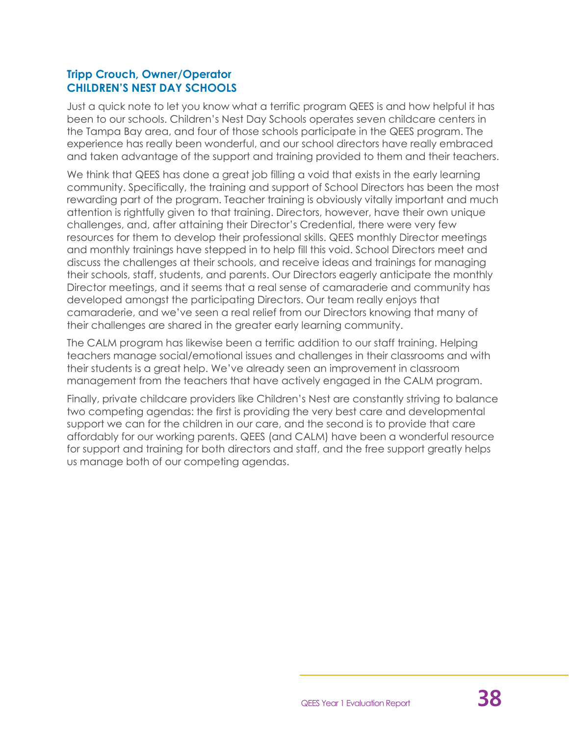### Tripp Crouch, Owner/Operator
### CHILDREN'S NEST DAY SCHOOLS

Just a quick note to let you know what a terrific program QEES is and how helpful it has been to our schools. Children's Nest Day Schools operates seven childcare centers in the Tampa Bay area, and four of those schools participate in the QEES program. The experience has really been wonderful, and our school directors have really embraced and taken advantage of the support and training provided to them and their teachers.

We think that QEES has done a great job filling a void that exists in the early learning community. Specifically, the training and support of School Directors has been the most rewarding part of the program. Teacher training is obviously vitally important and much attention is rightfully given to that training. Directors, however, have their own unique challenges, and, after attaining their Director's Credential, there were very few resources for them to develop their professional skills. QEES monthly Director meetings and monthly trainings have stepped in to help fill this void. School Directors meet and discuss the challenges at their schools, and receive ideas and trainings for managing their schools, staff, students, and parents. Our Directors eagerly anticipate the monthly Director meetings, and it seems that a real sense of camaraderie and community has developed amongst the participating Directors. Our team really enjoys that camaraderie, and we've seen a real relief from our Directors knowing that many of their challenges are shared in the greater early learning community.

The CALM program has likewise been a terrific addition to our staff training. Helping teachers manage social/emotional issues and challenges in their classrooms and with their students is a great help. We've already seen an improvement in classroom management from the teachers that have actively engaged in the CALM program.

Finally, private childcare providers like Children's Nest are constantly striving to balance two competing agendas: the first is providing the very best care and developmental support we can for the children in our care, and the second is to provide that care affordably for our working parents. QEES (and CALM) have been a wonderful resource for support and training for both directors and staff, and the free support greatly helps us manage both of our competing agendas.